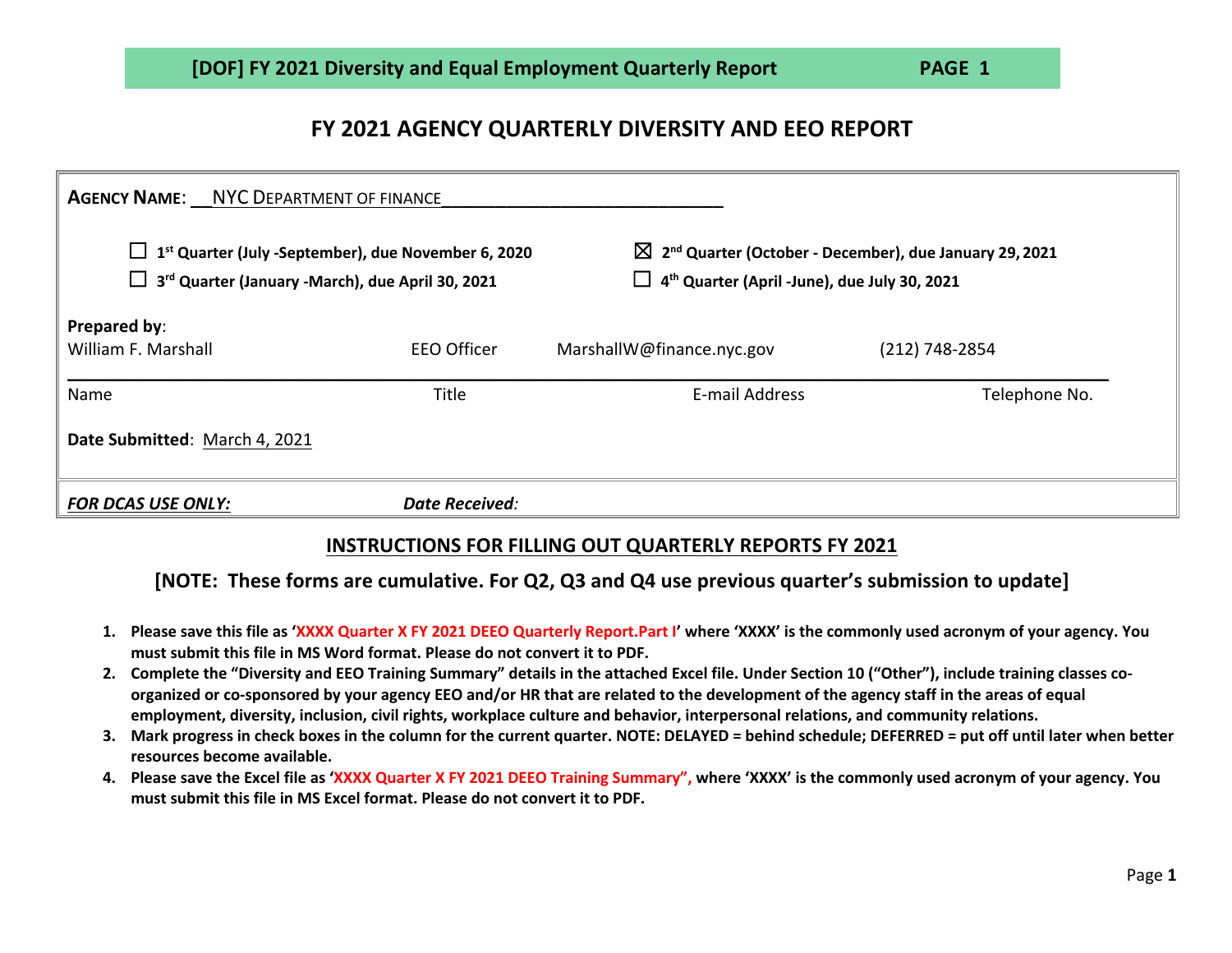# FY 2021 AGENCY QUARTERLY DIVERSITY AND EEO REPORT

**AGENCY NAME**: NYC DEPARTMENT OF FINANCE

☐ **1st Quarter (July -September), due November 6, 2020**

☒ **2nd Quarter (October - December), due January 29, 2021**

☐ **3rd Quarter (January -March), due April 30, 2021**

☐ **4th Quarter (April -June), due July 30, 2021**

**Prepared by**:

| Name | Title | E-mail Address | Telephone No. |
|---|---|---|---|
| William F. Marshall | EEO Officer | MarshallW@finance.nyc.gov | (212) 748-2854 |

**Date Submitted**: March 4, 2021

***FOR DCAS USE ONLY:*** ***Date Received:***

## INSTRUCTIONS FOR FILLING OUT QUARTERLY REPORTS FY 2021

### [NOTE: These forms are cumulative. For Q2, Q3 and Q4 use previous quarter's submission to update]

1. **Please save this file as 'XXXX Quarter X FY 2021 DEEO Quarterly Report.Part I' where 'XXXX' is the commonly used acronym of your agency. You must submit this file in MS Word format. Please do not convert it to PDF.**
2. **Complete the "Diversity and EEO Training Summary" details in the attached Excel file. Under Section 10 ("Other"), include training classes co-organized or co-sponsored by your agency EEO and/or HR that are related to the development of the agency staff in the areas of equal employment, diversity, inclusion, civil rights, workplace culture and behavior, interpersonal relations, and community relations.**
3. **Mark progress in check boxes in the column for the current quarter. NOTE: DELAYED = behind schedule; DEFERRED = put off until later when better resources become available.**
4. **Please save the Excel file as 'XXXX Quarter X FY 2021 DEEO Training Summary", where 'XXXX' is the commonly used acronym of your agency. You must submit this file in MS Excel format. Please do not convert it to PDF.**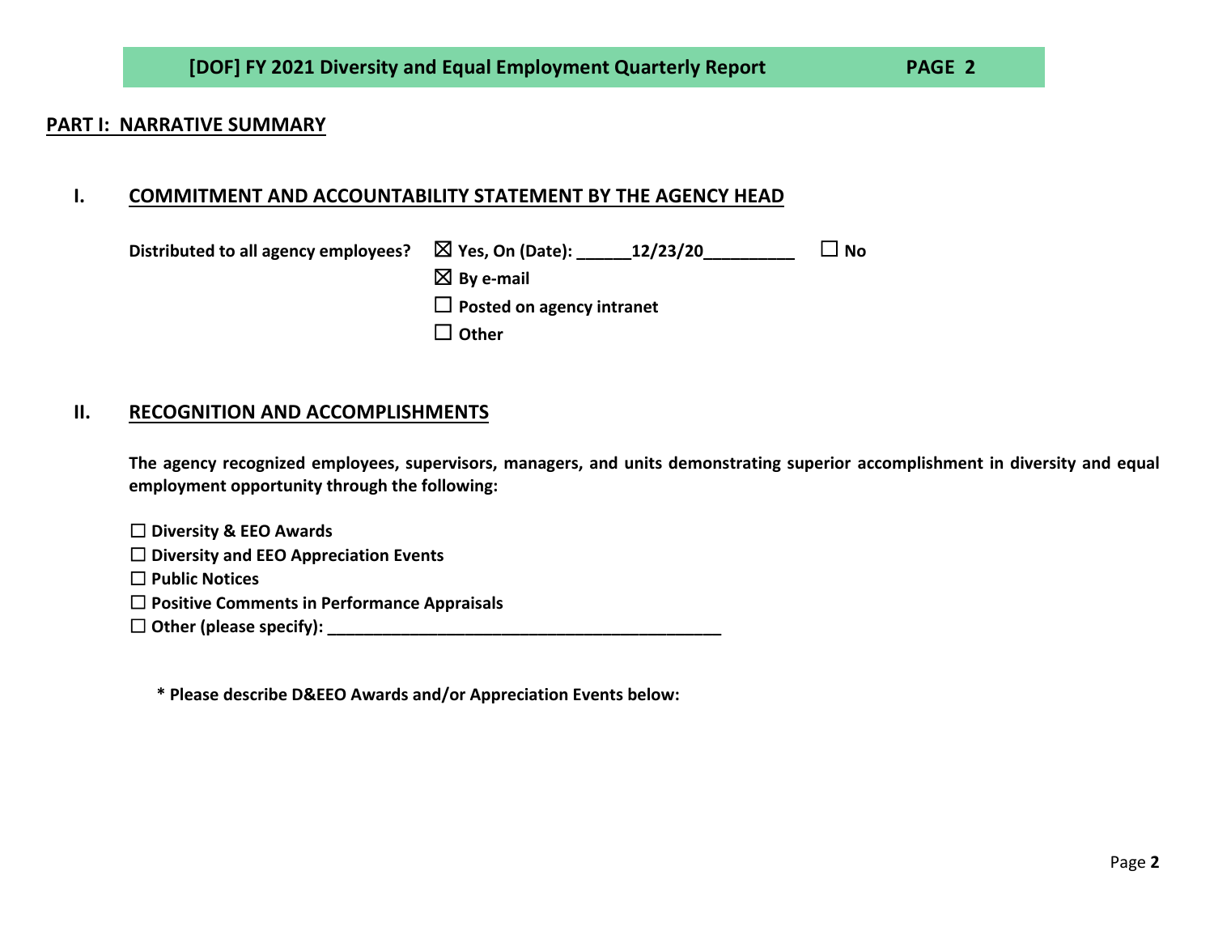**[DOF] FY 2021 Diversity and Equal Employment Quarterly Report — PAGE 2**

## PART I: NARRATIVE SUMMARY

### I. COMMITMENT AND ACCOUNTABILITY STATEMENT BY THE AGENCY HEAD

**Distributed to all agency employees?** ☒ **Yes, On (Date): ______12/23/20__________** ☐ **No**

☒ **By e-mail**

☐ **Posted on agency intranet**

☐ **Other**

### II. RECOGNITION AND ACCOMPLISHMENTS

**The agency recognized employees, supervisors, managers, and units demonstrating superior accomplishment in diversity and equal employment opportunity through the following:**

☐ **Diversity & EEO Awards**
☐ **Diversity and EEO Appreciation Events**
☐ **Public Notices**
☐ **Positive Comments in Performance Appraisals**
☐ **Other (please specify): ____________________________________________**

**\* Please describe D&EEO Awards and/or Appreciation Events below:**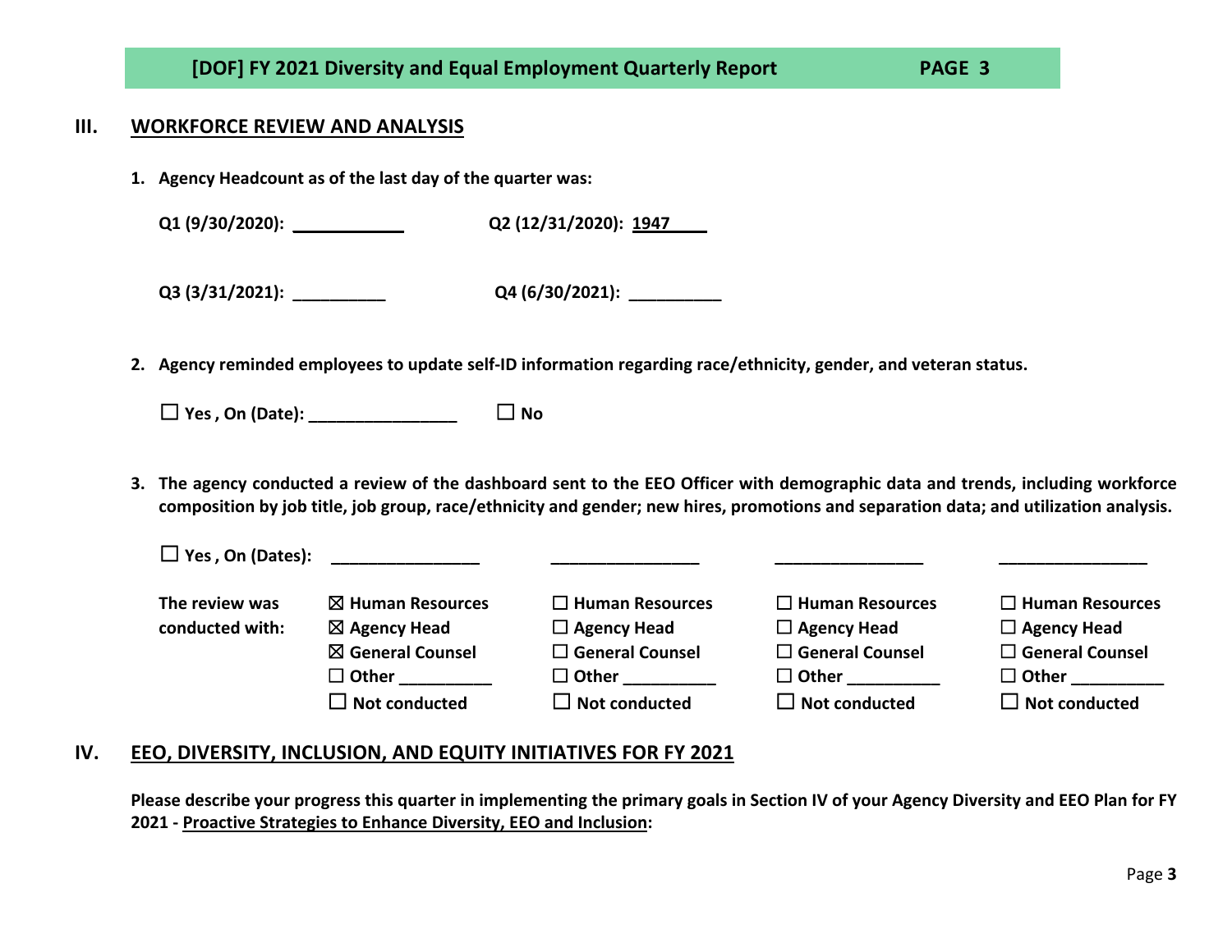## III. WORKFORCE REVIEW AND ANALYSIS

**1. Agency Headcount as of the last day of the quarter was:**

**Q1 (9/30/2020):** ____________ **Q2 (12/31/2020):** 1947____

**Q3 (3/31/2021):** __________ **Q4 (6/30/2021):** __________

**2. Agency reminded employees to update self-ID information regarding race/ethnicity, gender, and veteran status.**

☐ **Yes , On (Date):** ________________ ☐ **No**

**3. The agency conducted a review of the dashboard sent to the EEO Officer with demographic data and trends, including workforce composition by job title, job group, race/ethnicity and gender; new hires, promotions and separation data; and utilization analysis.**

| ☐ **Yes , On (Dates):** | ________________ | ________________ | ________________ | ________________ |
|---|---|---|---|---|
| **The review was conducted with:** | ☒ Human Resources<br>☒ Agency Head<br>☒ General Counsel<br>☐ Other __________<br>☐ Not conducted | ☐ Human Resources<br>☐ Agency Head<br>☐ General Counsel<br>☐ Other __________<br>☐ Not conducted | ☐ Human Resources<br>☐ Agency Head<br>☐ General Counsel<br>☐ Other __________<br>☐ Not conducted | ☐ Human Resources<br>☐ Agency Head<br>☐ General Counsel<br>☐ Other __________<br>☐ Not conducted |

## IV. EEO, DIVERSITY, INCLUSION, AND EQUITY INITIATIVES FOR FY 2021

**Please describe your progress this quarter in implementing the primary goals in Section IV of your Agency Diversity and EEO Plan for FY 2021 - Proactive Strategies to Enhance Diversity, EEO and Inclusion:**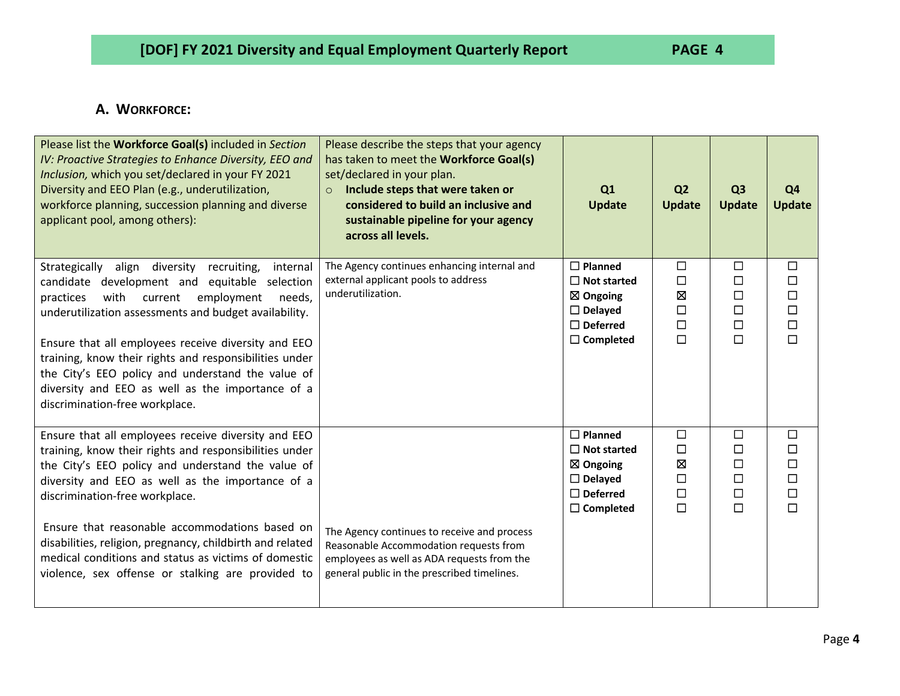## A. Workforce:

| Please list the **Workforce Goal(s)** included in *Section IV: Proactive Strategies to Enhance Diversity, EEO and Inclusion,* which you set/declared in your FY 2021 Diversity and EEO Plan (e.g., underutilization, workforce planning, succession planning and diverse applicant pool, among others): | Please describe the steps that your agency has taken to meet the **Workforce Goal(s)** set/declared in your plan.<br>○ **Include steps that were taken or considered to build an inclusive and sustainable pipeline for your agency across all levels.** | **Q1 Update** | **Q2 Update** | **Q3 Update** | **Q4 Update** |
|---|---|---|---|---|---|
| Strategically align diversity recruiting, internal candidate development and equitable selection practices with current employment needs, underutilization assessments and budget availability.<br><br>Ensure that all employees receive diversity and EEO training, know their rights and responsibilities under the City's EEO policy and understand the value of diversity and EEO as well as the importance of a discrimination-free workplace. | The Agency continues enhancing internal and external applicant pools to address underutilization. | ☐ **Planned**<br>☐ **Not started**<br>☒ **Ongoing**<br>☐ **Delayed**<br>☐ **Deferred**<br>☐ **Completed** | ☐<br>☐<br>☒<br>☐<br>☐<br>☐ | ☐<br>☐<br>☐<br>☐<br>☐<br>☐ | ☐<br>☐<br>☐<br>☐<br>☐<br>☐ |
| Ensure that all employees receive diversity and EEO training, know their rights and responsibilities under the City's EEO policy and understand the value of diversity and EEO as well as the importance of a discrimination-free workplace.<br><br>Ensure that reasonable accommodations based on disabilities, religion, pregnancy, childbirth and related medical conditions and status as victims of domestic violence, sex offense or stalking are provided to | The Agency continues to receive and process Reasonable Accommodation requests from employees as well as ADA requests from the general public in the prescribed timelines. | ☐ **Planned**<br>☐ **Not started**<br>☒ **Ongoing**<br>☐ **Delayed**<br>☐ **Deferred**<br>☐ **Completed** | ☐<br>☐<br>☒<br>☐<br>☐<br>☐ | ☐<br>☐<br>☐<br>☐<br>☐<br>☐ | ☐<br>☐<br>☐<br>☐<br>☐<br>☐ |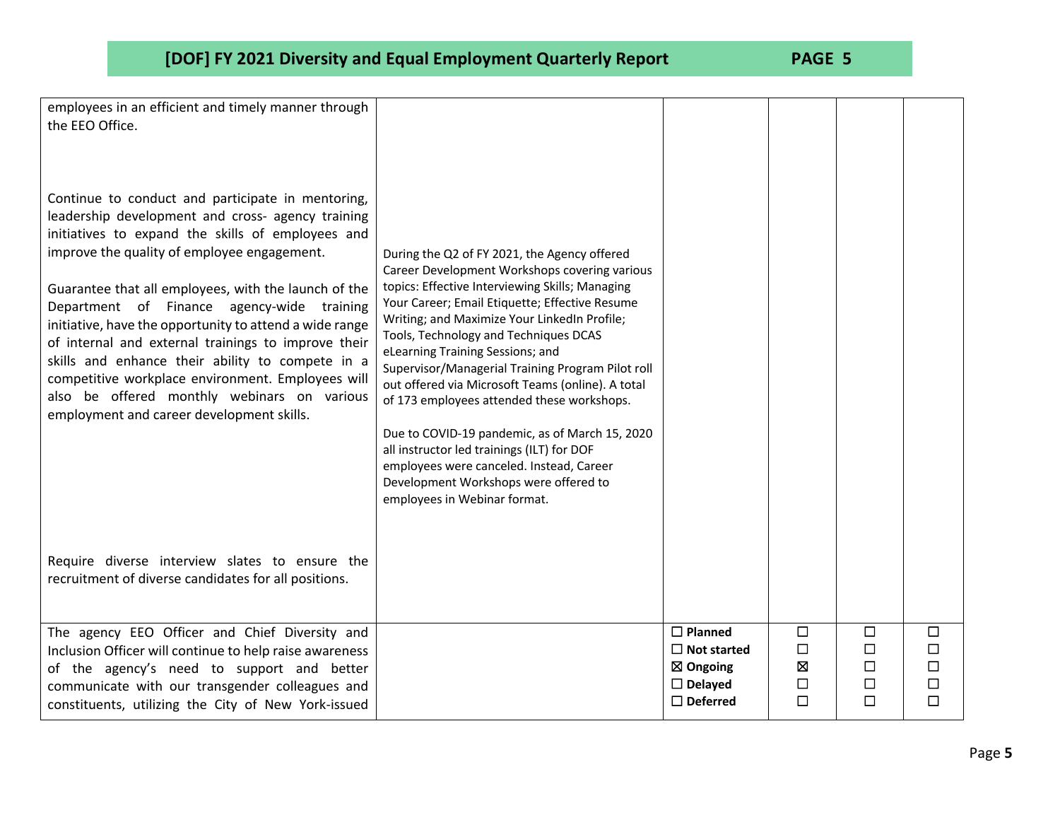| | | | | | |
|---|---|---|---|---|---|
| employees in an efficient and timely manner through the EEO Office.<br><br>Continue to conduct and participate in mentoring, leadership development and cross- agency training initiatives to expand the skills of employees and improve the quality of employee engagement.<br><br>Guarantee that all employees, with the launch of the Department of Finance agency-wide training initiative, have the opportunity to attend a wide range of internal and external trainings to improve their skills and enhance their ability to compete in a competitive workplace environment. Employees will also be offered monthly webinars on various employment and career development skills.<br><br>Require diverse interview slates to ensure the recruitment of diverse candidates for all positions. | During the Q2 of FY 2021, the Agency offered Career Development Workshops covering various topics: Effective Interviewing Skills; Managing Your Career; Email Etiquette; Effective Resume Writing; and Maximize Your LinkedIn Profile; Tools, Technology and Techniques DCAS eLearning Training Sessions; and Supervisor/Managerial Training Program Pilot roll out offered via Microsoft Teams (online). A total of 173 employees attended these workshops.<br><br>Due to COVID-19 pandemic, as of March 15, 2020 all instructor led trainings (ILT) for DOF employees were canceled. Instead, Career Development Workshops were offered to employees in Webinar format. | | | | |
| The agency EEO Officer and Chief Diversity and Inclusion Officer will continue to help raise awareness of the agency's need to support and better communicate with our transgender colleagues and constituents, utilizing the City of New York-issued | | ☐ **Planned**<br>☐ **Not started**<br>☒ **Ongoing**<br>☐ **Delayed**<br>☐ **Deferred** | ☐<br>☐<br>☒<br>☐<br>☐ | ☐<br>☐<br>☐<br>☐<br>☐ | ☐<br>☐<br>☐<br>☐<br>☐ |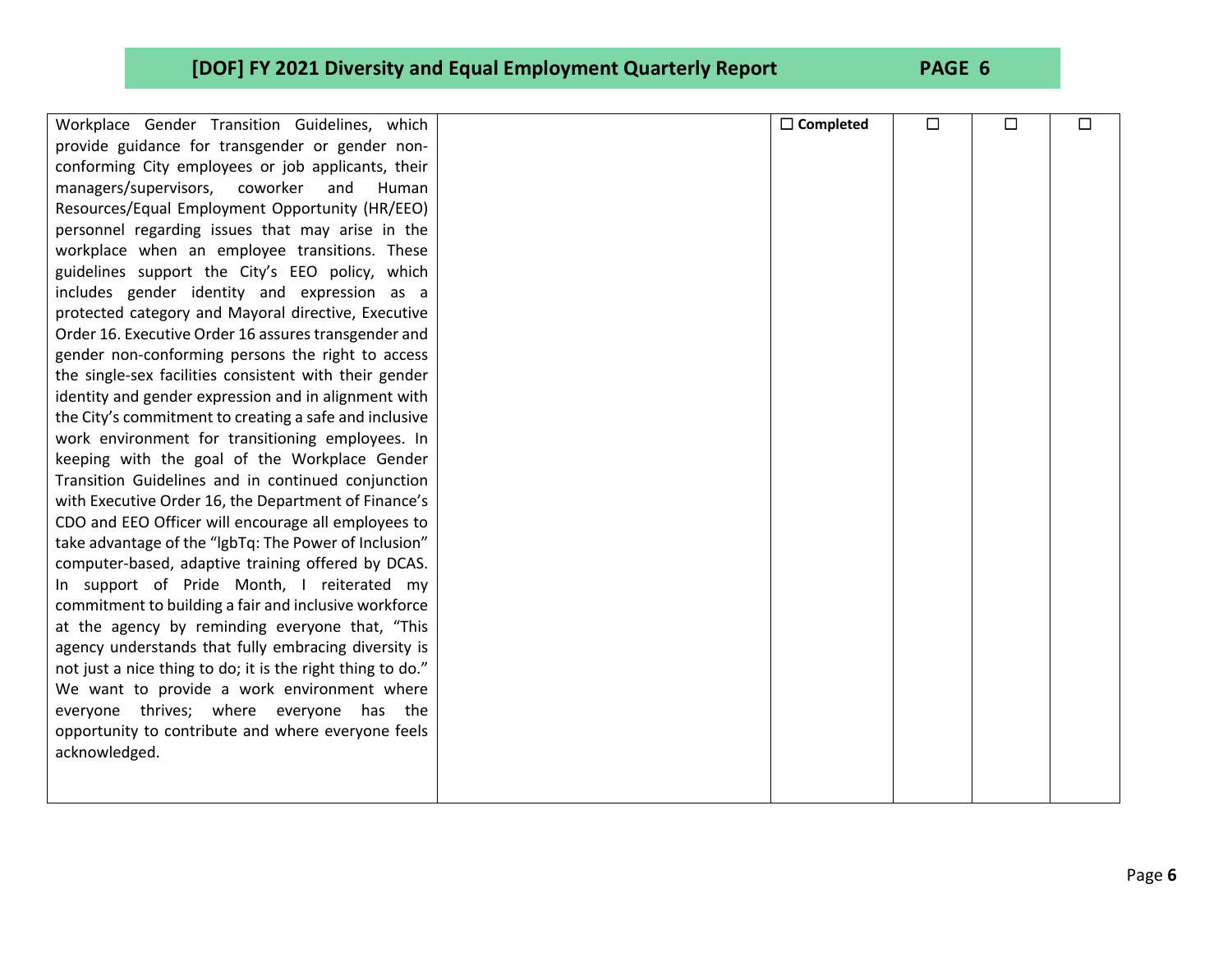| | | | | | |
|---|---|---|---|---|---|
| Workplace Gender Transition Guidelines, which provide guidance for transgender or gender non-conforming City employees or job applicants, their managers/supervisors, coworker and Human Resources/Equal Employment Opportunity (HR/EEO) personnel regarding issues that may arise in the workplace when an employee transitions. These guidelines support the City's EEO policy, which includes gender identity and expression as a protected category and Mayoral directive, Executive Order 16. Executive Order 16 assures transgender and gender non-conforming persons the right to access the single-sex facilities consistent with their gender identity and gender expression and in alignment with the City's commitment to creating a safe and inclusive work environment for transitioning employees. In keeping with the goal of the Workplace Gender Transition Guidelines and in continued conjunction with Executive Order 16, the Department of Finance's CDO and EEO Officer will encourage all employees to take advantage of the "lgbTq: The Power of Inclusion" computer-based, adaptive training offered by DCAS. In support of Pride Month, I reiterated my commitment to building a fair and inclusive workforce at the agency by reminding everyone that, "This agency understands that fully embracing diversity is not just a nice thing to do; it is the right thing to do." We want to provide a work environment where everyone thrives; where everyone has the opportunity to contribute and where everyone feels acknowledged. | | ☐ **Completed** | ☐ | ☐ | ☐ |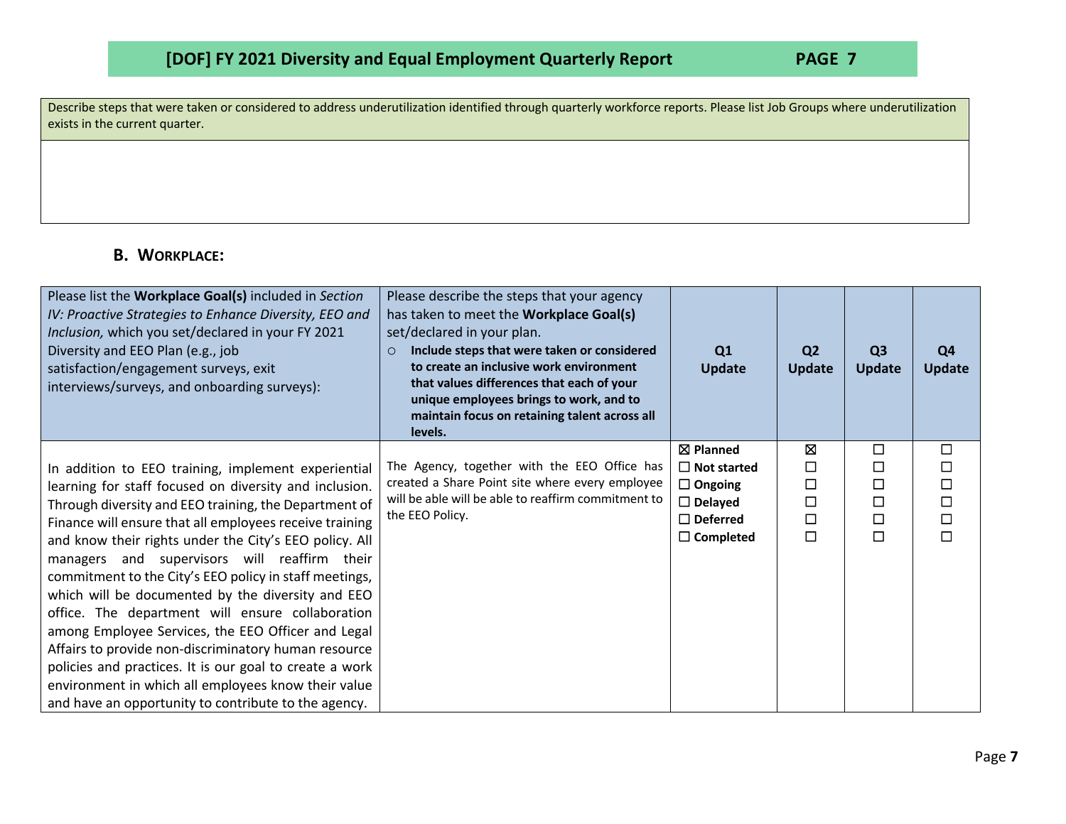| Describe steps that were taken or considered to address underutilization identified through quarterly workforce reports. Please list Job Groups where underutilization exists in the current quarter. |
|---|
| |

## B. WORKPLACE:

| Please list the **Workplace Goal(s)** included in *Section IV: Proactive Strategies to Enhance Diversity, EEO and Inclusion,* which you set/declared in your FY 2021 Diversity and EEO Plan (e.g., job satisfaction/engagement surveys, exit interviews/surveys, and onboarding surveys): | Please describe the steps that your agency has taken to meet the **Workplace Goal(s)** set/declared in your plan. ○ **Include steps that were taken or considered to create an inclusive work environment that values differences that each of your unique employees brings to work, and to maintain focus on retaining talent across all levels.** | Q1 Update | Q2 Update | Q3 Update | Q4 Update |
|---|---|---|---|---|---|
| In addition to EEO training, implement experiential learning for staff focused on diversity and inclusion. Through diversity and EEO training, the Department of Finance will ensure that all employees receive training and know their rights under the City's EEO policy. All managers and supervisors will reaffirm their commitment to the City's EEO policy in staff meetings, which will be documented by the diversity and EEO office. The department will ensure collaboration among Employee Services, the EEO Officer and Legal Affairs to provide non-discriminatory human resource policies and practices. It is our goal to create a work environment in which all employees know their value and have an opportunity to contribute to the agency. | The Agency, together with the EEO Office has created a Share Point site where every employee will be able will be able to reaffirm commitment to the EEO Policy. | ☒ **Planned**<br>☐ **Not started**<br>☐ **Ongoing**<br>☐ **Delayed**<br>☐ **Deferred**<br>☐ **Completed** | ☒<br>☐<br>☐<br>☐<br>☐<br>☐ | ☐<br>☐<br>☐<br>☐<br>☐<br>☐ | ☐<br>☐<br>☐<br>☐<br>☐<br>☐ |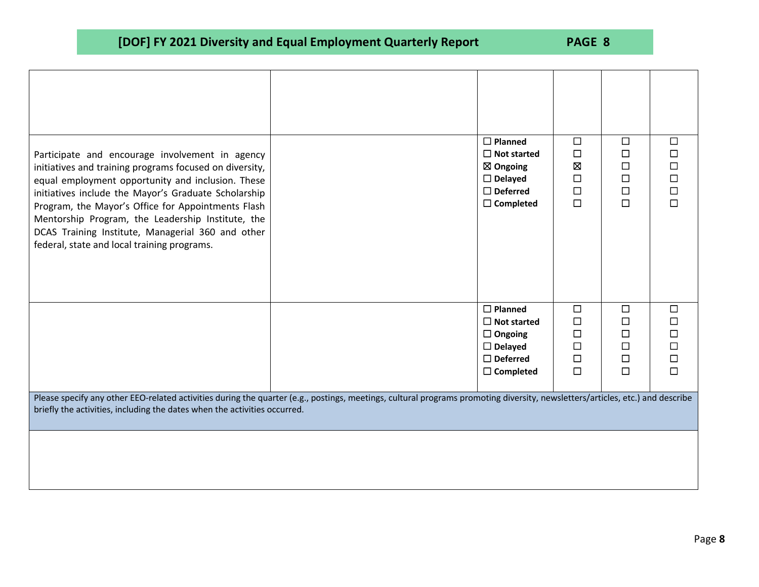| | | | | | |
|---|---|---|---|---|---|
| | | | | | |
| Participate and encourage involvement in agency initiatives and training programs focused on diversity, equal employment opportunity and inclusion. These initiatives include the Mayor's Graduate Scholarship Program, the Mayor's Office for Appointments Flash Mentorship Program, the Leadership Institute, the DCAS Training Institute, Managerial 360 and other federal, state and local training programs. | | ☐ Planned<br>☐ Not started<br>☒ Ongoing<br>☐ Delayed<br>☐ Deferred<br>☐ Completed | ☐<br>☐<br>☒<br>☐<br>☐<br>☐ | ☐<br>☐<br>☐<br>☐<br>☐<br>☐ | ☐<br>☐<br>☐<br>☐<br>☐<br>☐ |
| | | ☐ Planned<br>☐ Not started<br>☐ Ongoing<br>☐ Delayed<br>☐ Deferred<br>☐ Completed | ☐<br>☐<br>☐<br>☐<br>☐<br>☐ | ☐<br>☐<br>☐<br>☐<br>☐<br>☐ | ☐<br>☐<br>☐<br>☐<br>☐<br>☐ |

Please specify any other EEO-related activities during the quarter (e.g., postings, meetings, cultural programs promoting diversity, newsletters/articles, etc.) and describe briefly the activities, including the dates when the activities occurred.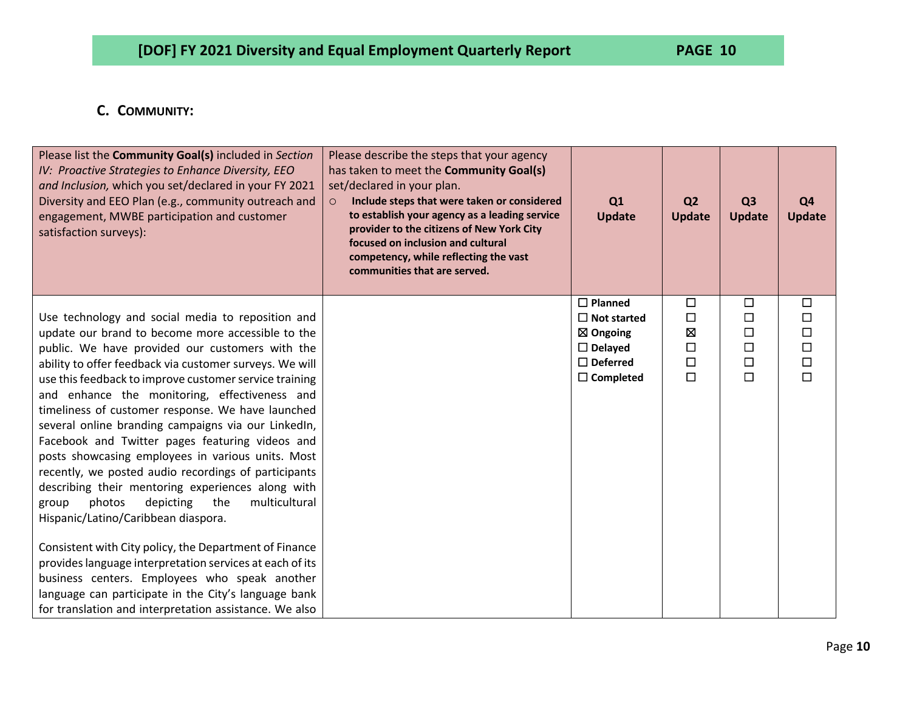### C. Community:

| Please list the **Community Goal(s)** included in *Section IV: Proactive Strategies to Enhance Diversity, EEO and Inclusion,* which you set/declared in your FY 2021 Diversity and EEO Plan (e.g., community outreach and engagement, MWBE participation and customer satisfaction surveys): | Please describe the steps that your agency has taken to meet the **Community Goal(s)** set/declared in your plan.<br>○ **Include steps that were taken or considered to establish your agency as a leading service provider to the citizens of New York City focused on inclusion and cultural competency, while reflecting the vast communities that are served.** | Q1 Update | Q2 Update | Q3 Update | Q4 Update |
|---|---|---|---|---|---|
| Use technology and social media to reposition and update our brand to become more accessible to the public. We have provided our customers with the ability to offer feedback via customer surveys. We will use this feedback to improve customer service training and enhance the monitoring, effectiveness and timeliness of customer response. We have launched several online branding campaigns via our LinkedIn, Facebook and Twitter pages featuring videos and posts showcasing employees in various units. Most recently, we posted audio recordings of participants describing their mentoring experiences along with group photos depicting the multicultural Hispanic/Latino/Caribbean diaspora.<br><br>Consistent with City policy, the Department of Finance provides language interpretation services at each of its business centers. Employees who speak another language can participate in the City's language bank for translation and interpretation assistance. We also | | ☐ **Planned**<br>☐ **Not started**<br>☒ **Ongoing**<br>☐ **Delayed**<br>☐ **Deferred**<br>☐ **Completed** | ☐<br>☐<br>☒<br>☐<br>☐<br>☐ | ☐<br>☐<br>☐<br>☐<br>☐<br>☐ | ☐<br>☐<br>☐<br>☐<br>☐<br>☐ |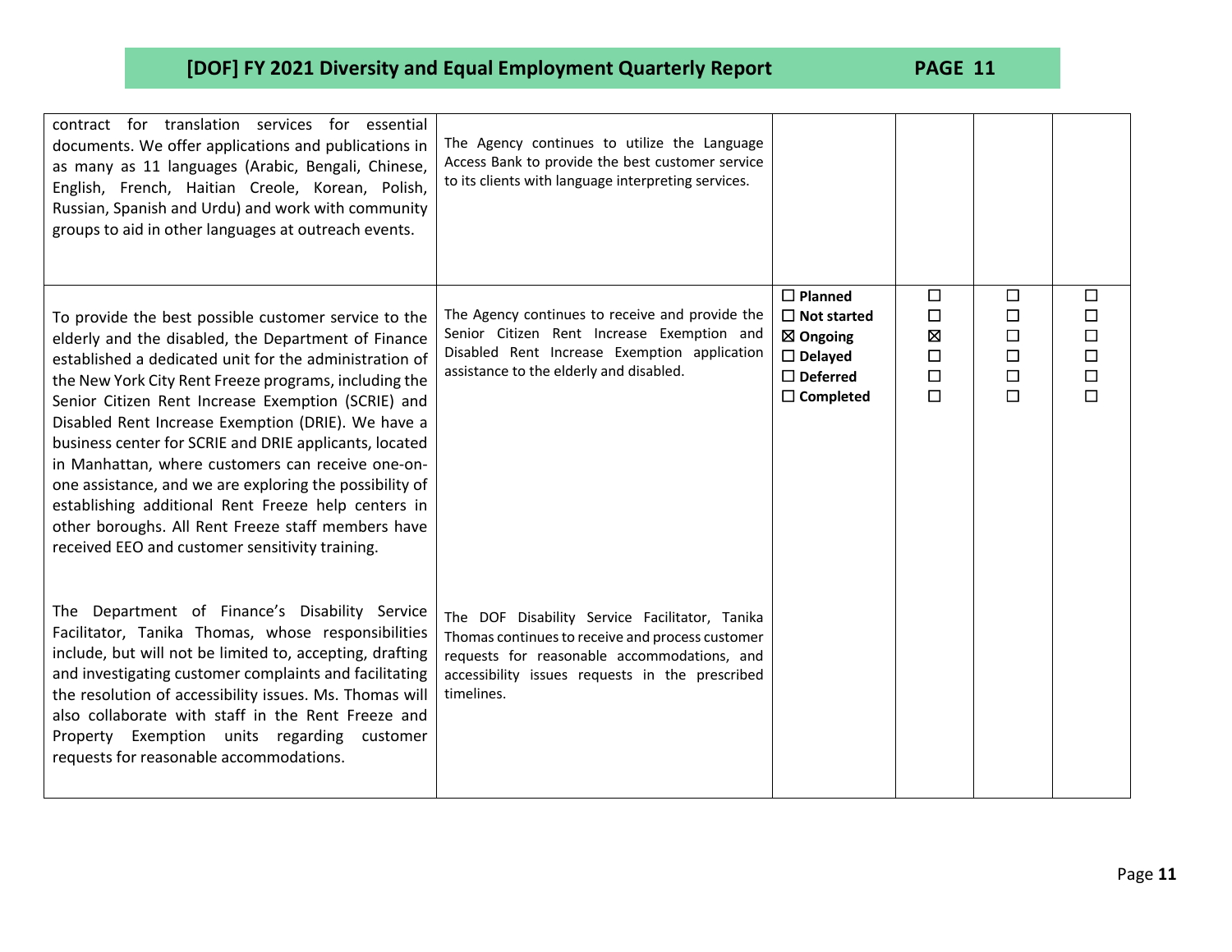| | | | | | |
|---|---|---|---|---|---|
| contract for translation services for essential documents. We offer applications and publications in as many as 11 languages (Arabic, Bengali, Chinese, English, French, Haitian Creole, Korean, Polish, Russian, Spanish and Urdu) and work with community groups to aid in other languages at outreach events. | The Agency continues to utilize the Language Access Bank to provide the best customer service to its clients with language interpreting services. | | | | |
| To provide the best possible customer service to the elderly and the disabled, the Department of Finance established a dedicated unit for the administration of the New York City Rent Freeze programs, including the Senior Citizen Rent Increase Exemption (SCRIE) and Disabled Rent Increase Exemption (DRIE). We have a business center for SCRIE and DRIE applicants, located in Manhattan, where customers can receive one-on-one assistance, and we are exploring the possibility of establishing additional Rent Freeze help centers in other boroughs. All Rent Freeze staff members have received EEO and customer sensitivity training.<br><br>The Department of Finance's Disability Service Facilitator, Tanika Thomas, whose responsibilities include, but will not be limited to, accepting, drafting and investigating customer complaints and facilitating the resolution of accessibility issues. Ms. Thomas will also collaborate with staff in the Rent Freeze and Property Exemption units regarding customer requests for reasonable accommodations. | The Agency continues to receive and provide the Senior Citizen Rent Increase Exemption and Disabled Rent Increase Exemption application assistance to the elderly and disabled.<br><br>The DOF Disability Service Facilitator, Tanika Thomas continues to receive and process customer requests for reasonable accommodations, and accessibility issues requests in the prescribed timelines. | ☐ **Planned**<br>☐ **Not started**<br>☒ **Ongoing**<br>☐ **Delayed**<br>☐ **Deferred**<br>☐ **Completed** | ☐<br>☐<br>☒<br>☐<br>☐<br>☐ | ☐<br>☐<br>☐<br>☐<br>☐<br>☐ | ☐<br>☐<br>☐<br>☐<br>☐<br>☐ |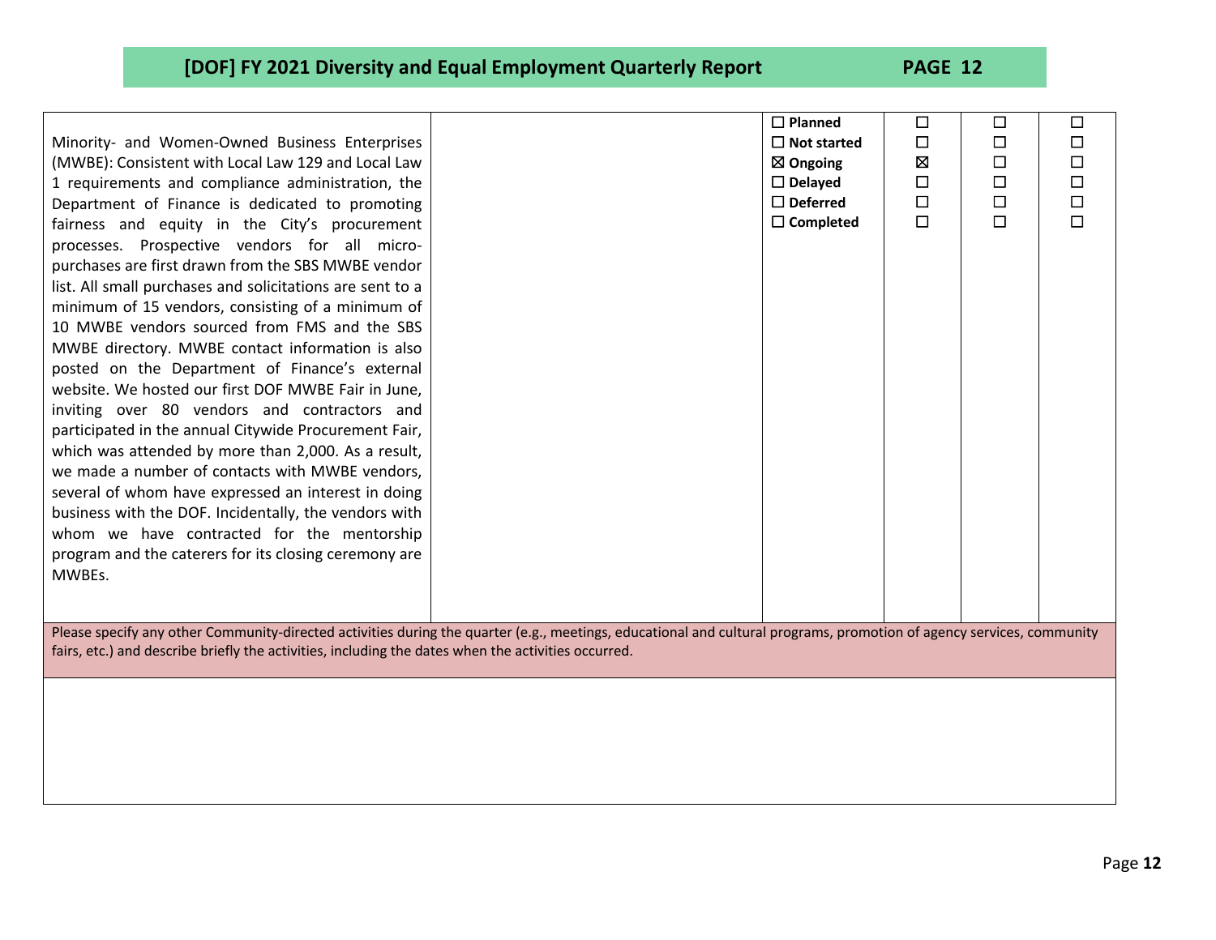| | | | | | |
|---|---|---|---|---|---|
| Minority- and Women-Owned Business Enterprises (MWBE): Consistent with Local Law 129 and Local Law 1 requirements and compliance administration, the Department of Finance is dedicated to promoting fairness and equity in the City's procurement processes. Prospective vendors for all micro-purchases are first drawn from the SBS MWBE vendor list. All small purchases and solicitations are sent to a minimum of 15 vendors, consisting of a minimum of 10 MWBE vendors sourced from FMS and the SBS MWBE directory. MWBE contact information is also posted on the Department of Finance's external website. We hosted our first DOF MWBE Fair in June, inviting over 80 vendors and contractors and participated in the annual Citywide Procurement Fair, which was attended by more than 2,000. As a result, we made a number of contacts with MWBE vendors, several of whom have expressed an interest in doing business with the DOF. Incidentally, the vendors with whom we have contracted for the mentorship program and the caterers for its closing ceremony are MWBEs. | | ☐ **Planned**<br>☐ **Not started**<br>☒ **Ongoing**<br>☐ **Delayed**<br>☐ **Deferred**<br>☐ **Completed** | ☐<br>☐<br>☒<br>☐<br>☐<br>☐ | ☐<br>☐<br>☐<br>☐<br>☐<br>☐ | ☐<br>☐<br>☐<br>☐<br>☐<br>☐ |

Please specify any other Community-directed activities during the quarter (e.g., meetings, educational and cultural programs, promotion of agency services, community fairs, etc.) and describe briefly the activities, including the dates when the activities occurred.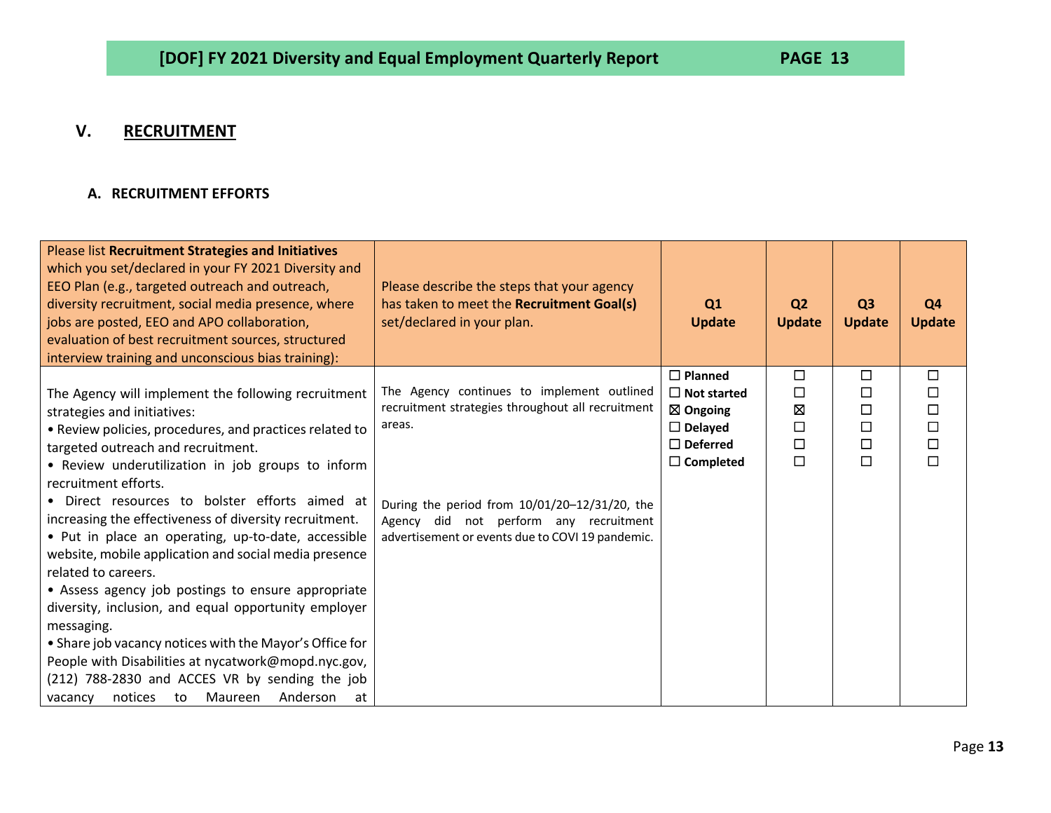## V. RECRUITMENT

### A. RECRUITMENT EFFORTS

| Please list **Recruitment Strategies and Initiatives** which you set/declared in your FY 2021 Diversity and EEO Plan (e.g., targeted outreach and outreach, diversity recruitment, social media presence, where jobs are posted, EEO and APO collaboration, evaluation of best recruitment sources, structured interview training and unconscious bias training): | Please describe the steps that your agency has taken to meet the **Recruitment Goal(s)** set/declared in your plan. | Q1 Update | Q2 Update | Q3 Update | Q4 Update |
|---|---|---|---|---|---|
| The Agency will implement the following recruitment strategies and initiatives:<br>• Review policies, procedures, and practices related to targeted outreach and recruitment.<br>• Review underutilization in job groups to inform recruitment efforts.<br>• Direct resources to bolster efforts aimed at increasing the effectiveness of diversity recruitment.<br>• Put in place an operating, up-to-date, accessible website, mobile application and social media presence related to careers.<br>• Assess agency job postings to ensure appropriate diversity, inclusion, and equal opportunity employer messaging.<br>• Share job vacancy notices with the Mayor's Office for People with Disabilities at nycatwork@mopd.nyc.gov, (212) 788-2830 and ACCES VR by sending the job vacancy notices to Maureen Anderson at | The Agency continues to implement outlined recruitment strategies throughout all recruitment areas.<br><br>During the period from 10/01/20–12/31/20, the Agency did not perform any recruitment advertisement or events due to COVI 19 pandemic. | ☐ Planned<br>☐ Not started<br>☒ Ongoing<br>☐ Delayed<br>☐ Deferred<br>☐ Completed | ☐<br>☐<br>☒<br>☐<br>☐<br>☐ | ☐<br>☐<br>☐<br>☐<br>☐<br>☐ | ☐<br>☐<br>☐<br>☐<br>☐<br>☐ |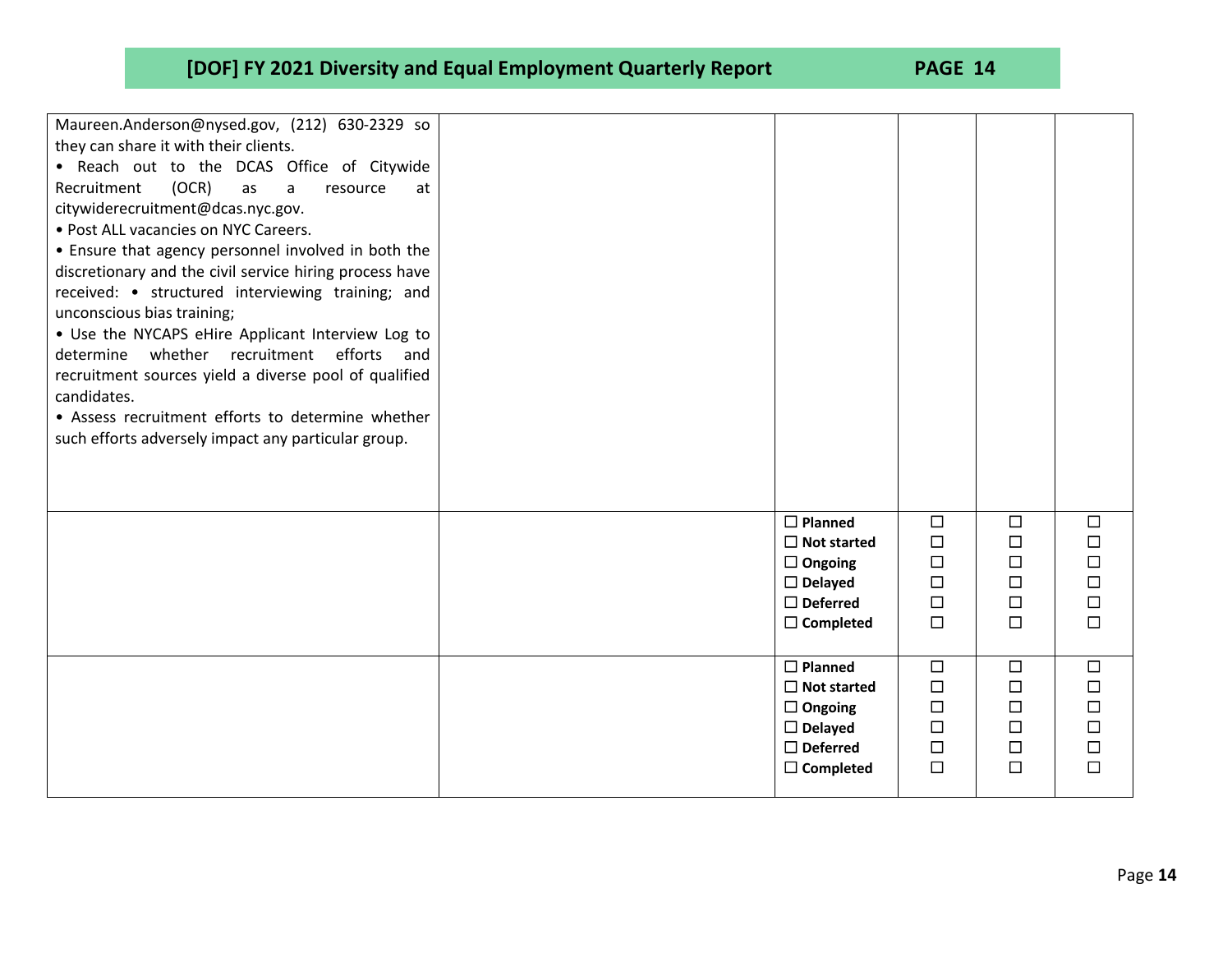| | | | | | |
|---|---|---|---|---|---|
| Maureen.Anderson@nysed.gov, (212) 630-2329 so they can share it with their clients.<br>• Reach out to the DCAS Office of Citywide Recruitment (OCR) as a resource at citywiderecruitment@dcas.nyc.gov.<br>• Post ALL vacancies on NYC Careers.<br>• Ensure that agency personnel involved in both the discretionary and the civil service hiring process have received: • structured interviewing training; and unconscious bias training;<br>• Use the NYCAPS eHire Applicant Interview Log to determine whether recruitment efforts and recruitment sources yield a diverse pool of qualified candidates.<br>• Assess recruitment efforts to determine whether such efforts adversely impact any particular group. | | | | | |
| | | ☐ **Planned**<br>☐ **Not started**<br>☐ **Ongoing**<br>☐ **Delayed**<br>☐ **Deferred**<br>☐ **Completed** | ☐<br>☐<br>☐<br>☐<br>☐<br>☐ | ☐<br>☐<br>☐<br>☐<br>☐<br>☐ | ☐<br>☐<br>☐<br>☐<br>☐<br>☐ |
| | | ☐ **Planned**<br>☐ **Not started**<br>☐ **Ongoing**<br>☐ **Delayed**<br>☐ **Deferred**<br>☐ **Completed** | ☐<br>☐<br>☐<br>☐<br>☐<br>☐ | ☐<br>☐<br>☐<br>☐<br>☐<br>☐ | ☐<br>☐<br>☐<br>☐<br>☐<br>☐ |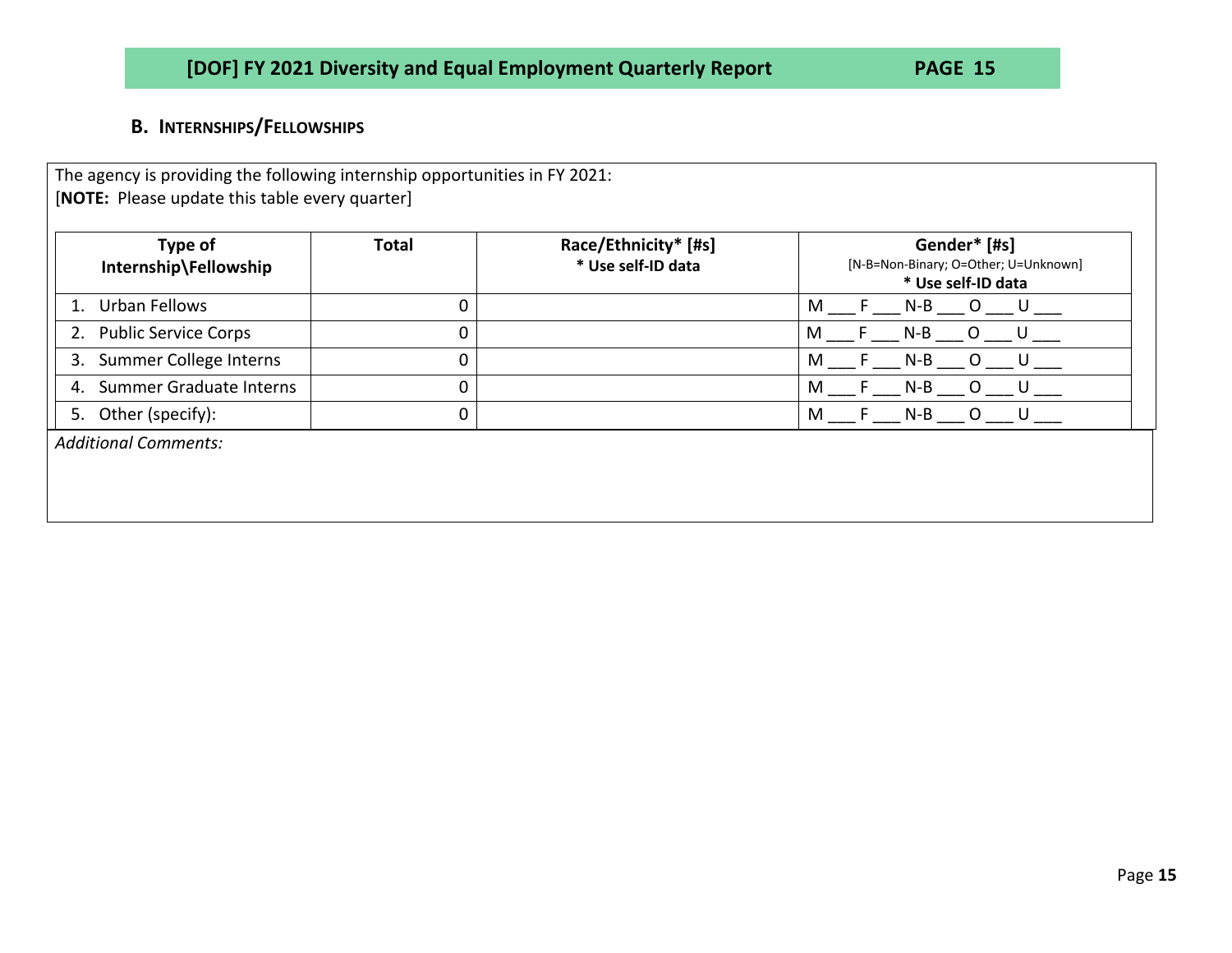## B. INTERNSHIPS/FELLOWSHIPS

The agency is providing the following internship opportunities in FY 2021:
[**NOTE:** Please update this table every quarter]

| Type of Internship\Fellowship | Total | Race/Ethnicity* [#s] * Use self-ID data | Gender* [#s] [N-B=Non-Binary; O=Other; U=Unknown] * Use self-ID data |
|---|---|---|---|
| 1. Urban Fellows | 0 | | M ___ F ___ N-B ___ O ___ U ___ |
| 2. Public Service Corps | 0 | | M ___ F ___ N-B ___ O ___ U ___ |
| 3. Summer College Interns | 0 | | M ___ F ___ N-B ___ O ___ U ___ |
| 4. Summer Graduate Interns | 0 | | M ___ F ___ N-B ___ O ___ U ___ |
| 5. Other (specify): | 0 | | M ___ F ___ N-B ___ O ___ U ___ |

*Additional Comments:*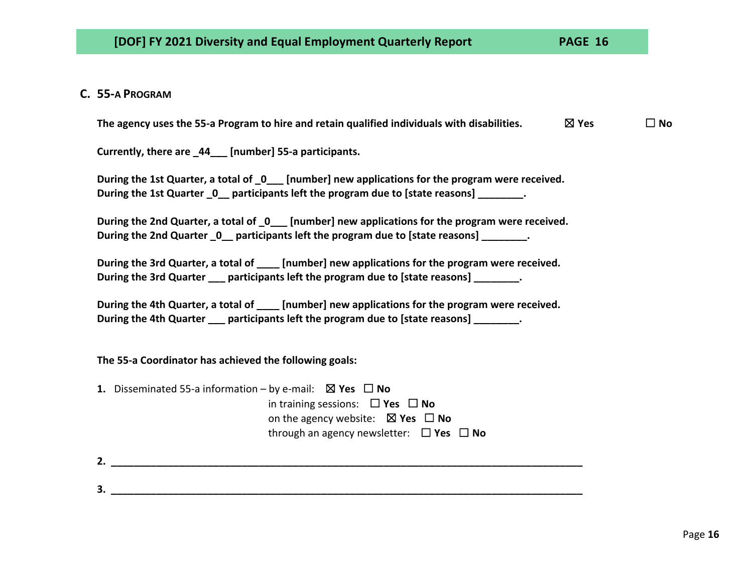### C. 55-a Program

**The agency uses the 55-a Program to hire and retain qualified individuals with disabilities.** ☒ **Yes** ☐ **No**

**Currently, there are _44___ [number] 55-a participants.**

**During the 1st Quarter, a total of _0___ [number] new applications for the program were received.**
**During the 1st Quarter _0__ participants left the program due to [state reasons] ________.**

**During the 2nd Quarter, a total of _0___ [number] new applications for the program were received.**
**During the 2nd Quarter _0__ participants left the program due to [state reasons] ________.**

**During the 3rd Quarter, a total of ____ [number] new applications for the program were received.**
**During the 3rd Quarter ___ participants left the program due to [state reasons] ________.**

**During the 4th Quarter, a total of ____ [number] new applications for the program were received.**
**During the 4th Quarter ___ participants left the program due to [state reasons] ________.**

**The 55-a Coordinator has achieved the following goals:**

**1.** Disseminated 55-a information – by e-mail: ☒ **Yes** ☐ **No**
in training sessions: ☐ **Yes** ☐ **No**
on the agency website: ☒ **Yes** ☐ **No**
through an agency newsletter: ☐ **Yes** ☐ **No**

**2.** ____________________________________________________________________________

**3.** ____________________________________________________________________________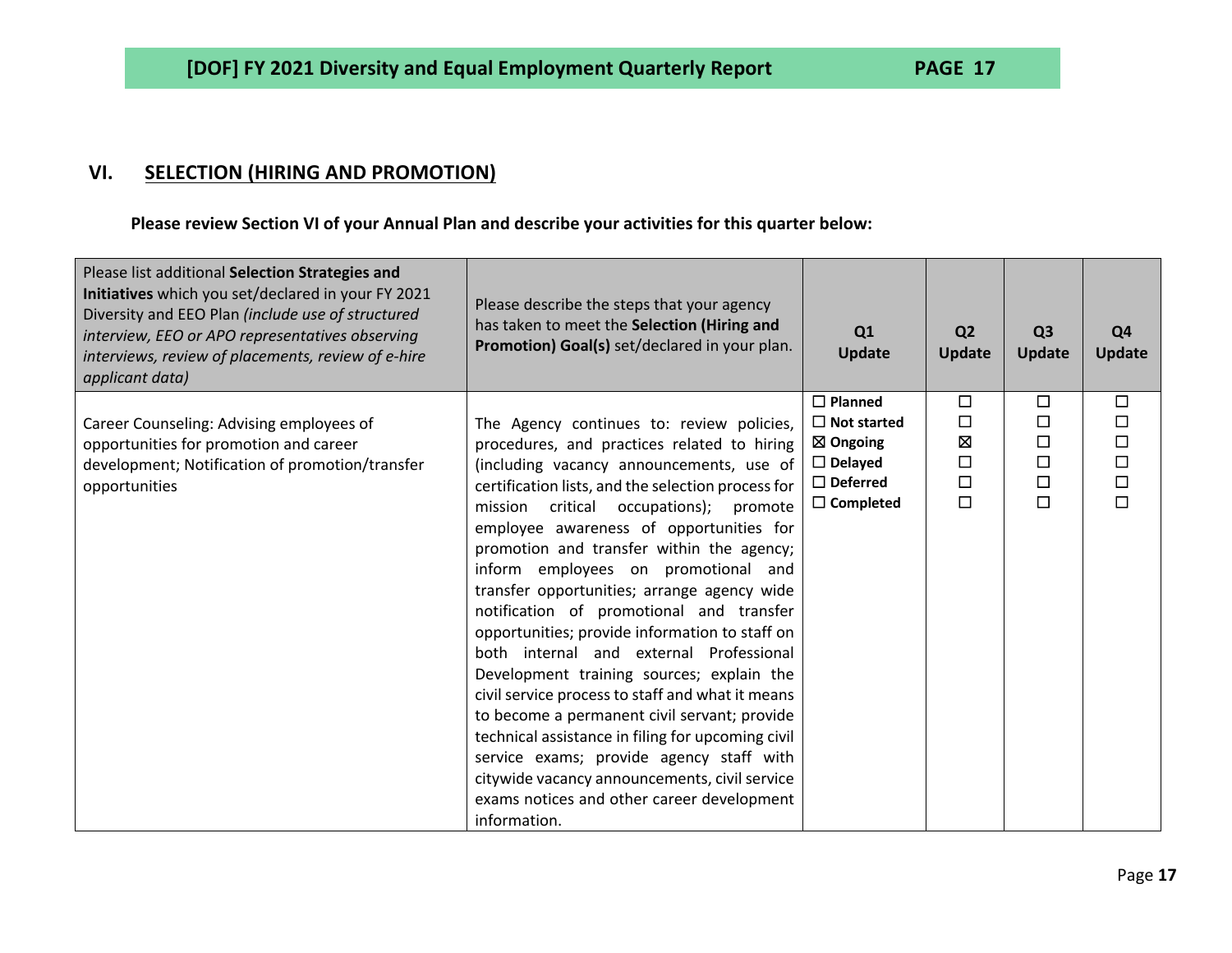## VI. SELECTION (HIRING AND PROMOTION)

**Please review Section VI of your Annual Plan and describe your activities for this quarter below:**

| Please list additional **Selection Strategies and Initiatives** which you set/declared in your FY 2021 Diversity and EEO Plan *(include use of structured interview, EEO or APO representatives observing interviews, review of placements, review of e-hire applicant data)* | Please describe the steps that your agency has taken to meet the **Selection (Hiring and Promotion) Goal(s)** set/declared in your plan. | **Q1 Update** | **Q2 Update** | **Q3 Update** | **Q4 Update** |
|---|---|---|---|---|---|
| Career Counseling: Advising employees of opportunities for promotion and career development; Notification of promotion/transfer opportunities | The Agency continues to: review policies, procedures, and practices related to hiring (including vacancy announcements, use of certification lists, and the selection process for mission critical occupations); promote employee awareness of opportunities for promotion and transfer within the agency; inform employees on promotional and transfer opportunities; arrange agency wide notification of promotional and transfer opportunities; provide information to staff on both internal and external Professional Development training sources; explain the civil service process to staff and what it means to become a permanent civil servant; provide technical assistance in filing for upcoming civil service exams; provide agency staff with citywide vacancy announcements, civil service exams notices and other career development information. | ☐ **Planned**<br>☐ **Not started**<br>☒ **Ongoing**<br>☐ **Delayed**<br>☐ **Deferred**<br>☐ **Completed** | ☐<br>☐<br>☒<br>☐<br>☐<br>☐ | ☐<br>☐<br>☐<br>☐<br>☐<br>☐ | ☐<br>☐<br>☐<br>☐<br>☐<br>☐ |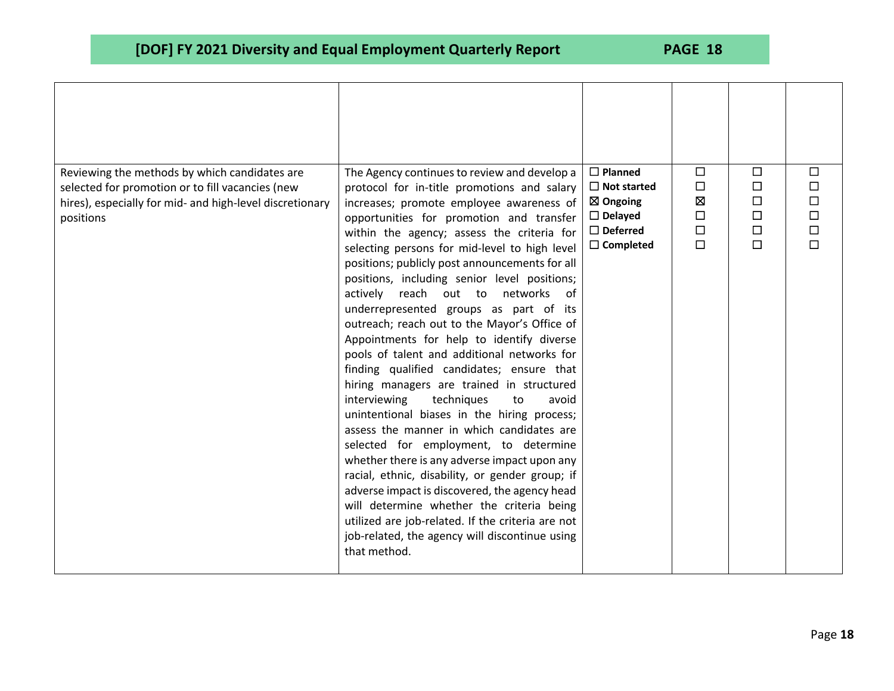| | | | | | |
|---|---|---|---|---|---|
| | | | | | |
| Reviewing the methods by which candidates are selected for promotion or to fill vacancies (new hires), especially for mid- and high-level discretionary positions | The Agency continues to review and develop a protocol for in-title promotions and salary increases; promote employee awareness of opportunities for promotion and transfer within the agency; assess the criteria for selecting persons for mid-level to high level positions; publicly post announcements for all positions, including senior level positions; actively reach out to networks of underrepresented groups as part of its outreach; reach out to the Mayor's Office of Appointments for help to identify diverse pools of talent and additional networks for finding qualified candidates; ensure that hiring managers are trained in structured interviewing techniques to avoid unintentional biases in the hiring process; assess the manner in which candidates are selected for employment, to determine whether there is any adverse impact upon any racial, ethnic, disability, or gender group; if adverse impact is discovered, the agency head will determine whether the criteria being utilized are job-related. If the criteria are not job-related, the agency will discontinue using that method. | ☐ **Planned**<br>☐ **Not started**<br>☒ **Ongoing**<br>☐ **Delayed**<br>☐ **Deferred**<br>☐ **Completed** | ☐<br>☐<br>☒<br>☐<br>☐<br>☐ | ☐<br>☐<br>☐<br>☐<br>☐<br>☐ | ☐<br>☐<br>☐<br>☐<br>☐<br>☐ |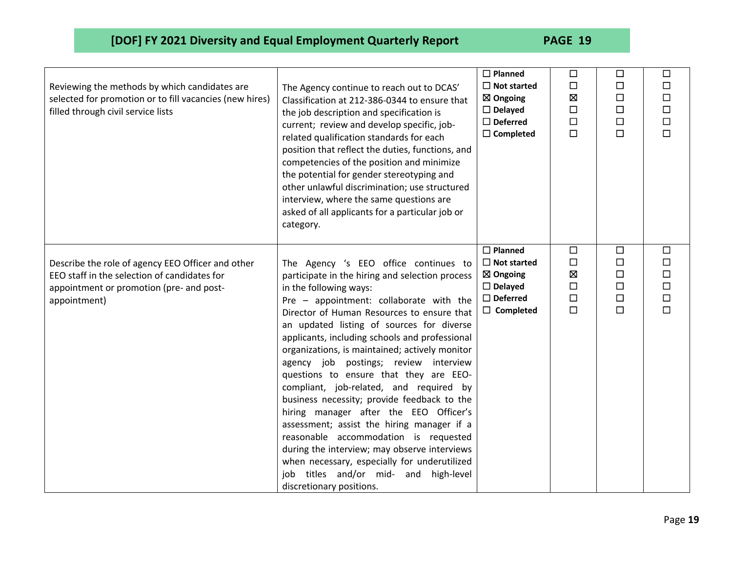| | | | | | |
|---|---|---|---|---|---|
| Reviewing the methods by which candidates are selected for promotion or to fill vacancies (new hires) filled through civil service lists | The Agency continue to reach out to DCAS' Classification at 212-386-0344 to ensure that the job description and specification is current; review and develop specific, job-related qualification standards for each position that reflect the duties, functions, and competencies of the position and minimize the potential for gender stereotyping and other unlawful discrimination; use structured interview, where the same questions are asked of all applicants for a particular job or category. | ☐ **Planned**<br>☐ **Not started**<br>☒ **Ongoing**<br>☐ **Delayed**<br>☐ **Deferred**<br>☐ **Completed** | ☐<br>☐<br>☒<br>☐<br>☐<br>☐ | ☐<br>☐<br>☐<br>☐<br>☐<br>☐ | ☐<br>☐<br>☐<br>☐<br>☐<br>☐ |
| Describe the role of agency EEO Officer and other EEO staff in the selection of candidates for appointment or promotion (pre- and post-appointment) | The Agency 's EEO office continues to participate in the hiring and selection process in the following ways:<br>Pre – appointment: collaborate with the Director of Human Resources to ensure that an updated listing of sources for diverse applicants, including schools and professional organizations, is maintained; actively monitor agency job postings; review interview questions to ensure that they are EEO-compliant, job-related, and required by business necessity; provide feedback to the hiring manager after the EEO Officer's assessment; assist the hiring manager if a reasonable accommodation is requested during the interview; may observe interviews when necessary, especially for underutilized job titles and/or mid- and high-level discretionary positions. | ☐ **Planned**<br>☐ **Not started**<br>☒ **Ongoing**<br>☐ **Delayed**<br>☐ **Deferred**<br>☐ **Completed** | ☐<br>☐<br>☒<br>☐<br>☐<br>☐ | ☐<br>☐<br>☐<br>☐<br>☐<br>☐ | ☐<br>☐<br>☐<br>☐<br>☐<br>☐ |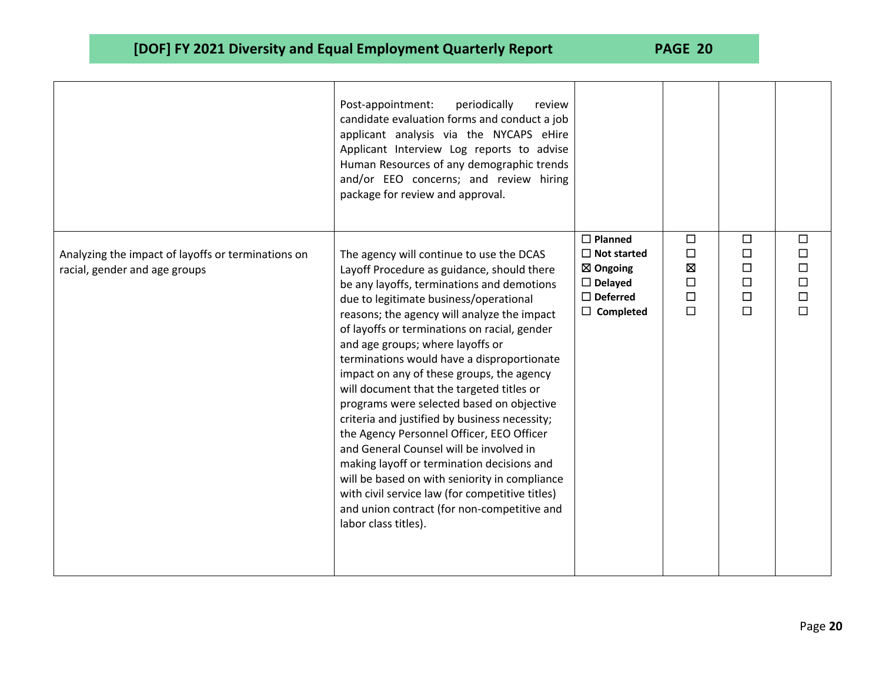| | | | | | |
|---|---|---|---|---|---|
| | Post-appointment: periodically review candidate evaluation forms and conduct a job applicant analysis via the NYCAPS eHire Applicant Interview Log reports to advise Human Resources of any demographic trends and/or EEO concerns; and review hiring package for review and approval. | | | | |
| Analyzing the impact of layoffs or terminations on racial, gender and age groups | The agency will continue to use the DCAS Layoff Procedure as guidance, should there be any layoffs, terminations and demotions due to legitimate business/operational reasons; the agency will analyze the impact of layoffs or terminations on racial, gender and age groups; where layoffs or terminations would have a disproportionate impact on any of these groups, the agency will document that the targeted titles or programs were selected based on objective criteria and justified by business necessity; the Agency Personnel Officer, EEO Officer and General Counsel will be involved in making layoff or termination decisions and will be based on with seniority in compliance with civil service law (for competitive titles) and union contract (for non-competitive and labor class titles). | ☐ **Planned**<br>☐ **Not started**<br>☒ **Ongoing**<br>☐ **Delayed**<br>☐ **Deferred**<br>☐ **Completed** | ☐<br>☐<br>☒<br>☐<br>☐<br>☐ | ☐<br>☐<br>☐<br>☐<br>☐<br>☐ | ☐<br>☐<br>☐<br>☐<br>☐<br>☐ |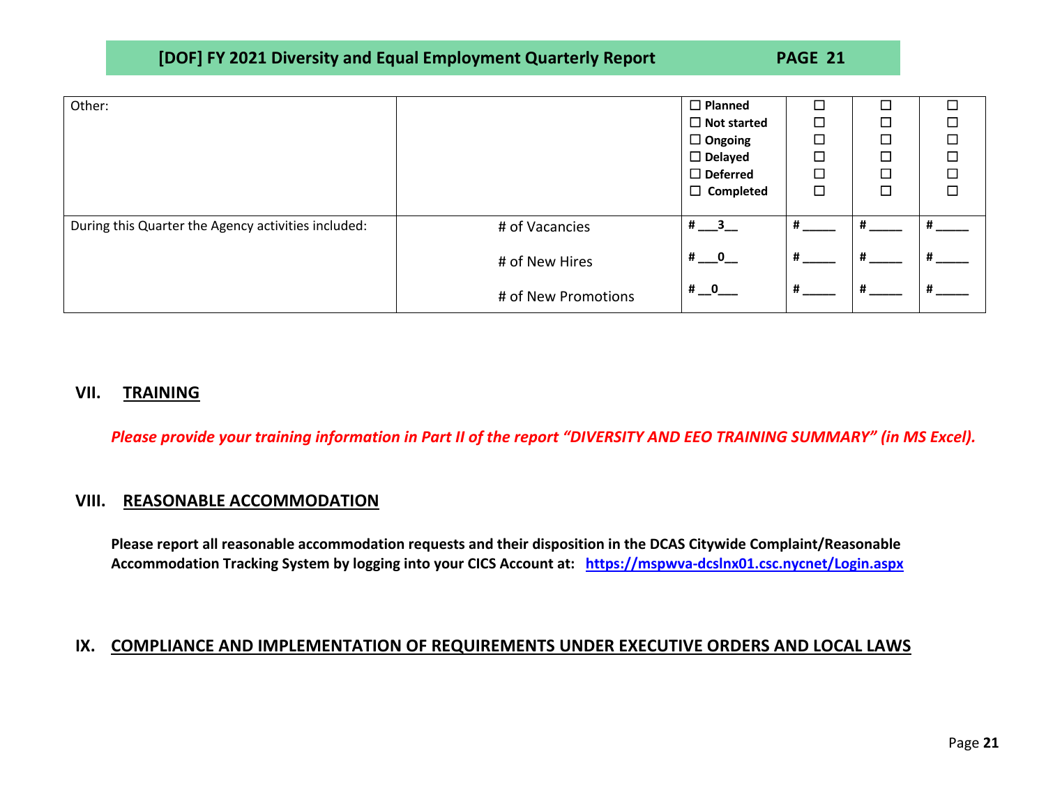| Other: | | ☐ **Planned**<br>☐ **Not started**<br>☐ **Ongoing**<br>☐ **Delayed**<br>☐ **Deferred**<br>☐ **Completed** | ☐<br>☐<br>☐<br>☐<br>☐<br>☐ | ☐<br>☐<br>☐<br>☐<br>☐<br>☐ | ☐<br>☐<br>☐<br>☐<br>☐<br>☐ |
|---|---|---|---|---|---|
| During this Quarter the Agency activities included: | # of Vacancies<br><br># of New Hires<br><br># of New Promotions | **# \_\_\_3\_\_**<br><br>**# \_\_\_0\_\_**<br><br>**# \_\_0\_\_\_** | **# \_\_\_\_\_**<br><br>**# \_\_\_\_\_**<br><br>**# \_\_\_\_\_** | **# \_\_\_\_\_**<br><br>**# \_\_\_\_\_**<br><br>**# \_\_\_\_\_** | **# \_\_\_\_\_**<br><br>**# \_\_\_\_\_**<br><br>**# \_\_\_\_\_** |

## VII. TRAINING

***Please provide your training information in Part II of the report "DIVERSITY AND EEO TRAINING SUMMARY" (in MS Excel).***

## VIII. REASONABLE ACCOMMODATION

**Please report all reasonable accommodation requests and their disposition in the DCAS Citywide Complaint/Reasonable Accommodation Tracking System by logging into your CICS Account at: [https://mspwva-dcslnx01.csc.nycnet/Login.aspx](https://mspwva-dcslnx01.csc.nycnet/Login.aspx)**

## IX. COMPLIANCE AND IMPLEMENTATION OF REQUIREMENTS UNDER EXECUTIVE ORDERS AND LOCAL LAWS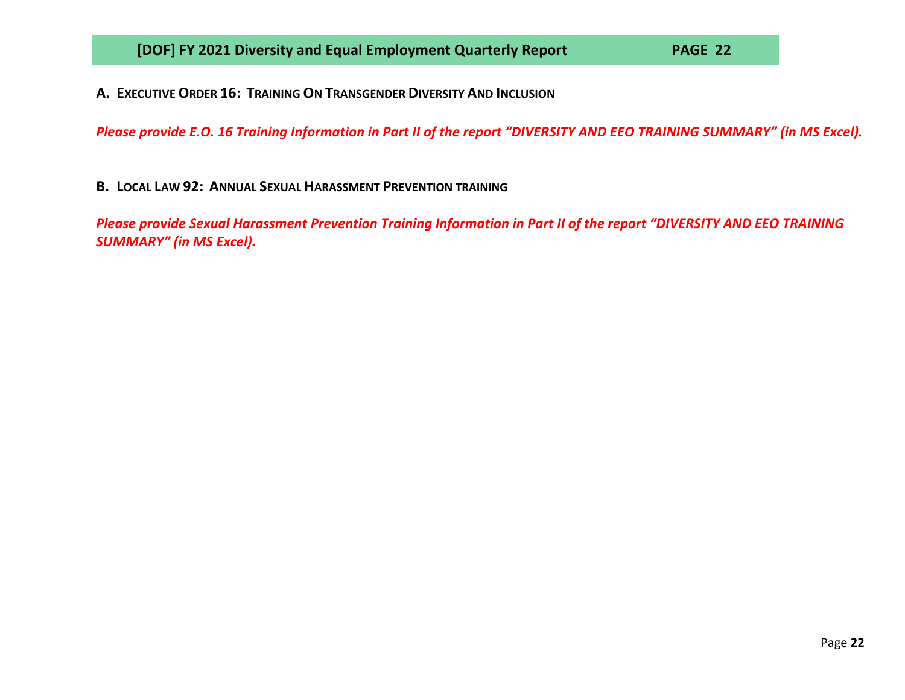**A. Executive Order 16: Training On Transgender Diversity And Inclusion**

***Please provide E.O. 16 Training Information in Part II of the report "DIVERSITY AND EEO TRAINING SUMMARY" (in MS Excel).***

**B. Local Law 92: Annual Sexual Harassment Prevention training**

***Please provide Sexual Harassment Prevention Training Information in Part II of the report "DIVERSITY AND EEO TRAINING SUMMARY" (in MS Excel).***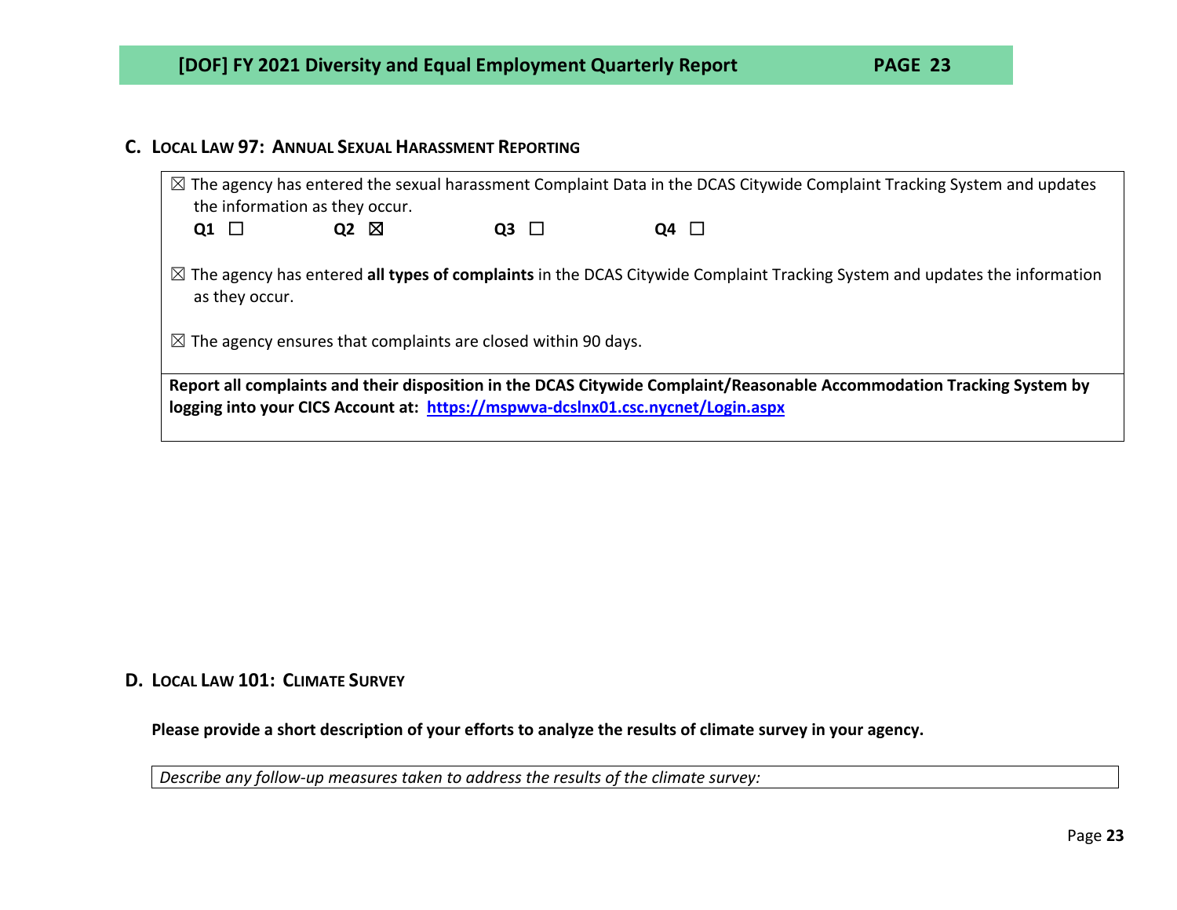## C. Local Law 97: Annual Sexual Harassment Reporting

☒ The agency has entered the sexual harassment Complaint Data in the DCAS Citywide Complaint Tracking System and updates the information as they occur.

**Q1** ☐ **Q2** ☒ **Q3** ☐ **Q4** ☐

☒ The agency has entered **all types of complaints** in the DCAS Citywide Complaint Tracking System and updates the information as they occur.

☒ The agency ensures that complaints are closed within 90 days.

**Report all complaints and their disposition in the DCAS Citywide Complaint/Reasonable Accommodation Tracking System by logging into your CICS Account at: https://mspwva-dcslnx01.csc.nycnet/Login.aspx**

## D. Local Law 101: Climate Survey

**Please provide a short description of your efforts to analyze the results of climate survey in your agency.**

*Describe any follow-up measures taken to address the results of the climate survey:*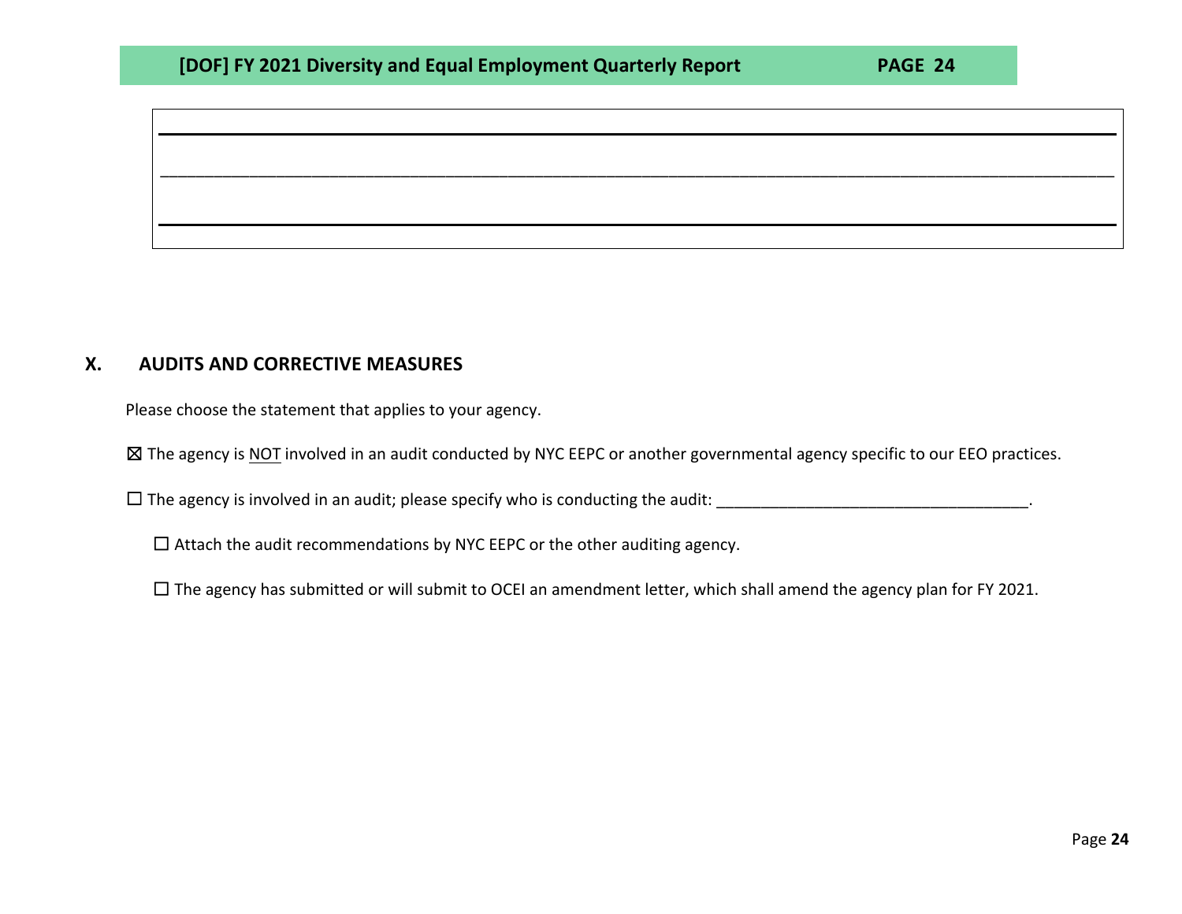## X. AUDITS AND CORRECTIVE MEASURES

Please choose the statement that applies to your agency.

☒ The agency is <u>NOT</u> involved in an audit conducted by NYC EEPC or another governmental agency specific to our EEO practices.

☐ The agency is involved in an audit; please specify who is conducting the audit: ___________________________________.

☐ Attach the audit recommendations by NYC EEPC or the other auditing agency.

☐ The agency has submitted or will submit to OCEI an amendment letter, which shall amend the agency plan for FY 2021.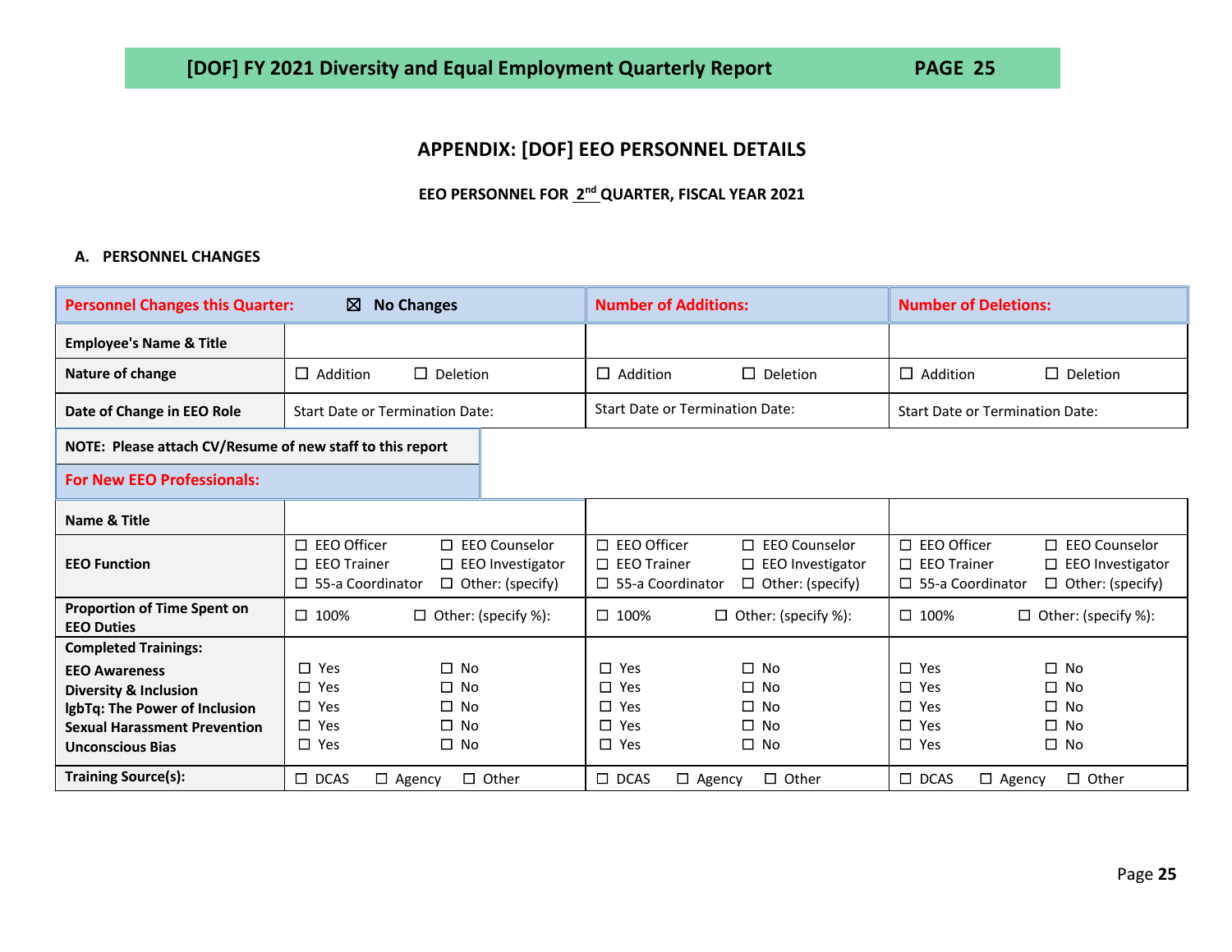## APPENDIX: [DOF] EEO PERSONNEL DETAILS

**EEO PERSONNEL FOR 2nd QUARTER, FISCAL YEAR 2021**

### A. PERSONNEL CHANGES

| **Personnel Changes this Quarter:** ☒ **No Changes** | | **Number of Additions:** | **Number of Deletions:** |
|---|---|---|---|
| **Employee's Name & Title** | | | |
| **Nature of change** | ☐ Addition ☐ Deletion | ☐ Addition ☐ Deletion | ☐ Addition ☐ Deletion |
| **Date of Change in EEO Role** | Start Date or Termination Date: | Start Date or Termination Date: | Start Date or Termination Date: |

**NOTE: Please attach CV/Resume of new staff to this report**

**For New EEO Professionals:**

| | | | |
|---|---|---|---|
| **Name & Title** | | | |
| **EEO Function** | ☐ EEO Officer ☐ EEO Counselor ☐ EEO Trainer ☐ EEO Investigator ☐ 55-a Coordinator ☐ Other: (specify) | ☐ EEO Officer ☐ EEO Counselor ☐ EEO Trainer ☐ EEO Investigator ☐ 55-a Coordinator ☐ Other: (specify) | ☐ EEO Officer ☐ EEO Counselor ☐ EEO Trainer ☐ EEO Investigator ☐ 55-a Coordinator ☐ Other: (specify) |
| **Proportion of Time Spent on EEO Duties** | ☐ 100% ☐ Other: (specify %): | ☐ 100% ☐ Other: (specify %): | ☐ 100% ☐ Other: (specify %): |
| **Completed Trainings:** | | | |
| **EEO Awareness** | ☐ Yes ☐ No | ☐ Yes ☐ No | ☐ Yes ☐ No |
| **Diversity & Inclusion** | ☐ Yes ☐ No | ☐ Yes ☐ No | ☐ Yes ☐ No |
| **lgbTq: The Power of Inclusion** | ☐ Yes ☐ No | ☐ Yes ☐ No | ☐ Yes ☐ No |
| **Sexual Harassment Prevention** | ☐ Yes ☐ No | ☐ Yes ☐ No | ☐ Yes ☐ No |
| **Unconscious Bias** | ☐ Yes ☐ No | ☐ Yes ☐ No | ☐ Yes ☐ No |
| **Training Source(s):** | ☐ DCAS ☐ Agency ☐ Other | ☐ DCAS ☐ Agency ☐ Other | ☐ DCAS ☐ Agency ☐ Other |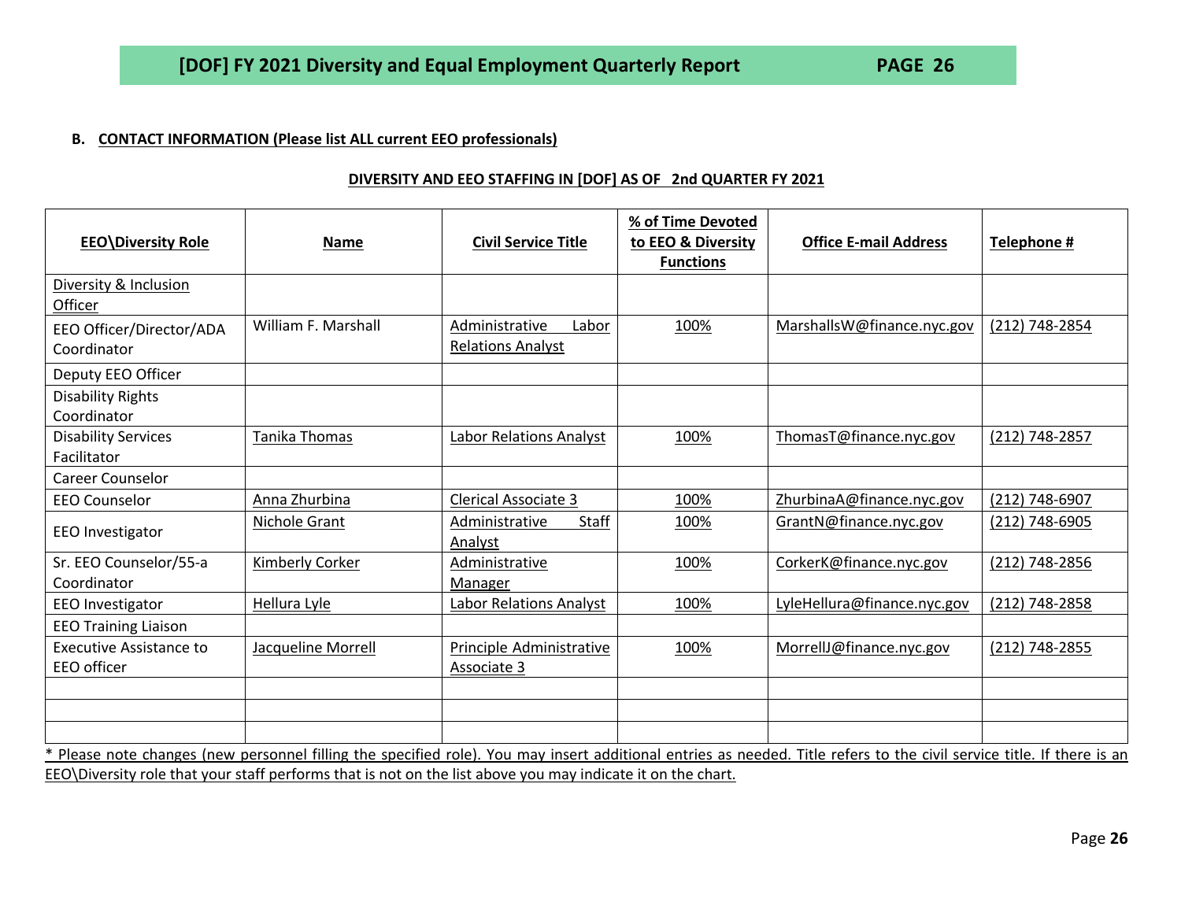**B. CONTACT INFORMATION (Please list ALL current EEO professionals)**

**DIVERSITY AND EEO STAFFING IN [DOF] AS OF 2nd QUARTER FY 2021**

| EEO\Diversity Role | Name | Civil Service Title | % of Time Devoted to EEO & Diversity Functions | Office E-mail Address | Telephone # |
|---|---|---|---|---|---|
| Diversity & Inclusion Officer | | | | | |
| EEO Officer/Director/ADA Coordinator | William F. Marshall | Administrative Labor Relations Analyst | 100% | MarshallsW@finance.nyc.gov | (212) 748-2854 |
| Deputy EEO Officer | | | | | |
| Disability Rights Coordinator | | | | | |
| Disability Services Facilitator | Tanika Thomas | Labor Relations Analyst | 100% | ThomasT@finance.nyc.gov | (212) 748-2857 |
| Career Counselor | | | | | |
| EEO Counselor | Anna Zhurbina | Clerical Associate 3 | 100% | ZhurbinaA@finance.nyc.gov | (212) 748-6907 |
| EEO Investigator | Nichole Grant | Administrative Staff Analyst | 100% | GrantN@finance.nyc.gov | (212) 748-6905 |
| Sr. EEO Counselor/55-a Coordinator | Kimberly Corker | Administrative Manager | 100% | CorkerK@finance.nyc.gov | (212) 748-2856 |
| EEO Investigator | Hellura Lyle | Labor Relations Analyst | 100% | LyleHellura@finance.nyc.gov | (212) 748-2858 |
| EEO Training Liaison | | | | | |
| Executive Assistance to EEO officer | Jacqueline Morrell | Principle Administrative Associate 3 | 100% | MorrellJ@finance.nyc.gov | (212) 748-2855 |
| | | | | | |
| | | | | | |
| | | | | | |

* Please note changes (new personnel filling the specified role). You may insert additional entries as needed. Title refers to the civil service title. If there is an EEO\Diversity role that your staff performs that is not on the list above you may indicate it on the chart.